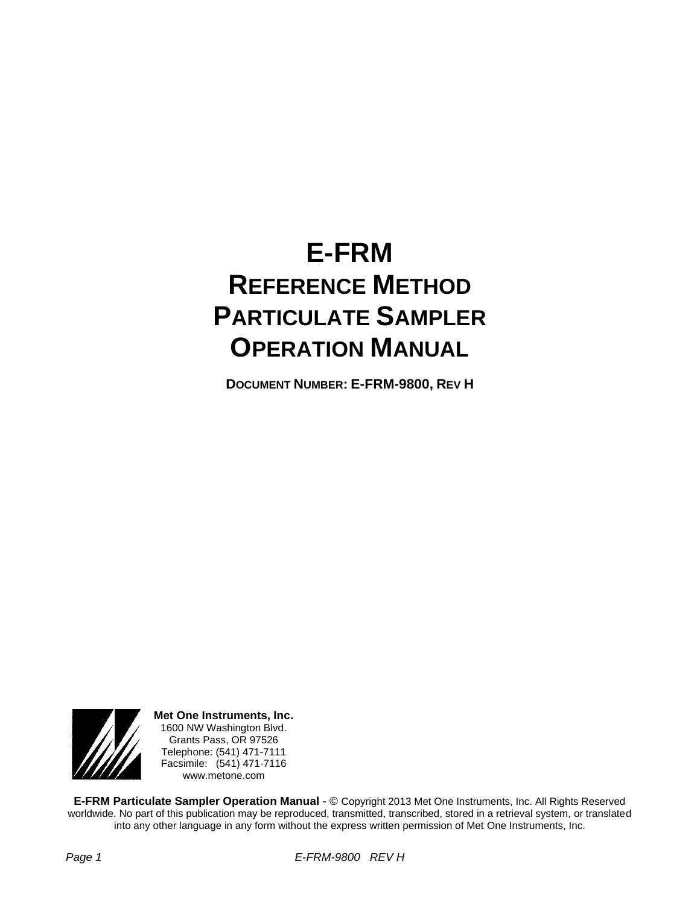# E-FRM
# REFERENCE METHOD
# PARTICULATE SAMPLER
# OPERATION MANUAL

**DOCUMENT NUMBER: E-FRM-9800, REV H**

**Met One Instruments, Inc.**
1600 NW Washington Blvd.
Grants Pass, OR 97526
Telephone: (541) 471-7111
Facsimile: (541) 471-7116
www.metone.com

**E-FRM Particulate Sampler Operation Manual** - © Copyright 2013 Met One Instruments, Inc. All Rights Reserved worldwide. No part of this publication may be reproduced, transmitted, transcribed, stored in a retrieval system, or translated into any other language in any form without the express written permission of Met One Instruments, Inc.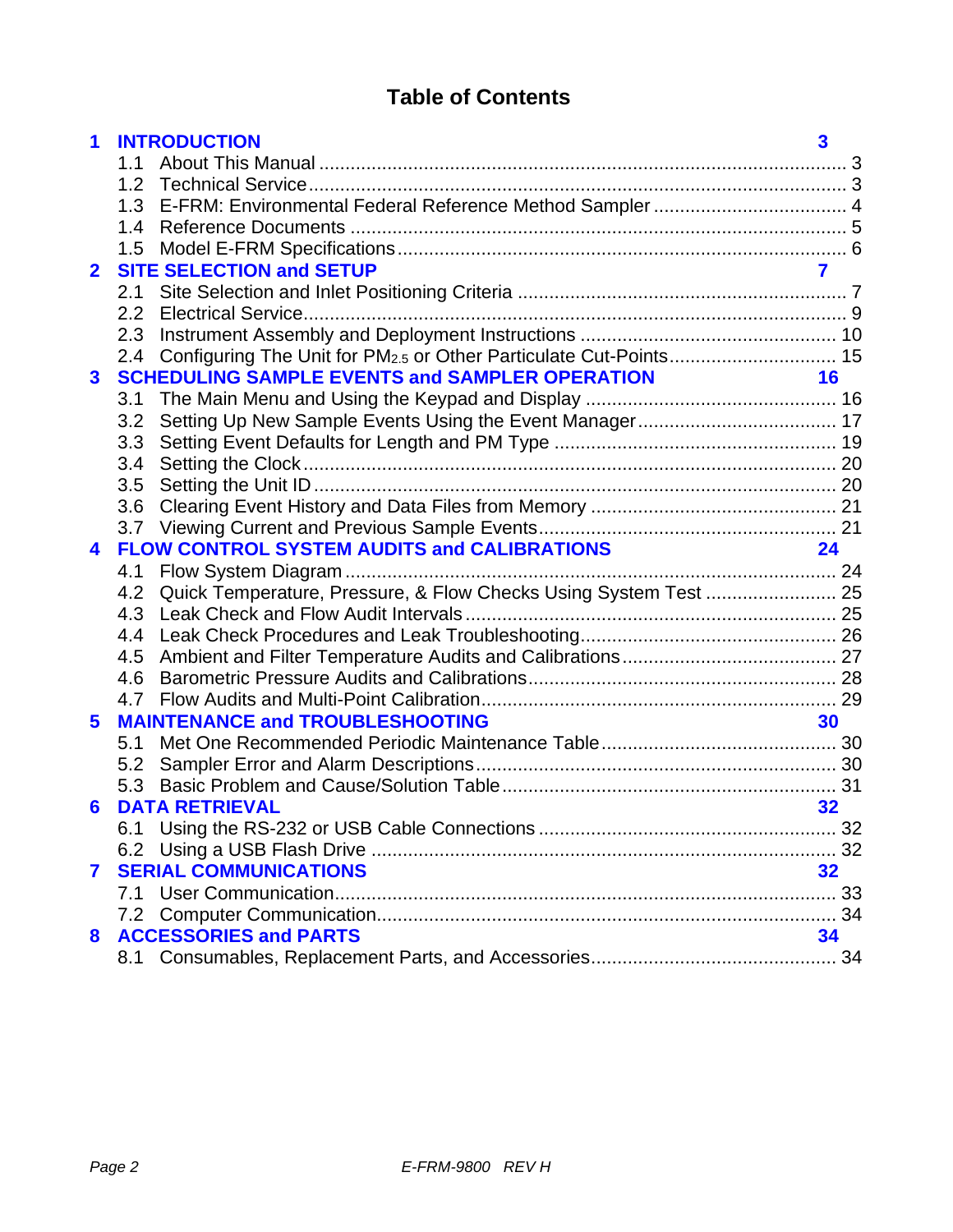# Table of Contents

**1 INTRODUCTION** 3

- 1.1 About This Manual ... 3
- 1.2 Technical Service ... 3
- 1.3 E-FRM: Environmental Federal Reference Method Sampler ... 4
- 1.4 Reference Documents ... 5
- 1.5 Model E-FRM Specifications ... 6

**2 SITE SELECTION and SETUP** 7

- 2.1 Site Selection and Inlet Positioning Criteria ... 7
- 2.2 Electrical Service ... 9
- 2.3 Instrument Assembly and Deployment Instructions ... 10
- 2.4 Configuring The Unit for $PM_{2.5}$ or Other Particulate Cut-Points ... 15

**3 SCHEDULING SAMPLE EVENTS and SAMPLER OPERATION** 16

- 3.1 The Main Menu and Using the Keypad and Display ... 16
- 3.2 Setting Up New Sample Events Using the Event Manager ... 17
- 3.3 Setting Event Defaults for Length and PM Type ... 19
- 3.4 Setting the Clock ... 20
- 3.5 Setting the Unit ID ... 20
- 3.6 Clearing Event History and Data Files from Memory ... 21
- 3.7 Viewing Current and Previous Sample Events ... 21

**4 FLOW CONTROL SYSTEM AUDITS and CALIBRATIONS** 24

- 4.1 Flow System Diagram ... 24
- 4.2 Quick Temperature, Pressure, & Flow Checks Using System Test ... 25
- 4.3 Leak Check and Flow Audit Intervals ... 25
- 4.4 Leak Check Procedures and Leak Troubleshooting ... 26
- 4.5 Ambient and Filter Temperature Audits and Calibrations ... 27
- 4.6 Barometric Pressure Audits and Calibrations ... 28
- 4.7 Flow Audits and Multi-Point Calibration ... 29

**5 MAINTENANCE and TROUBLESHOOTING** 30

- 5.1 Met One Recommended Periodic Maintenance Table ... 30
- 5.2 Sampler Error and Alarm Descriptions ... 30
- 5.3 Basic Problem and Cause/Solution Table ... 31

**6 DATA RETRIEVAL** 32

- 6.1 Using the RS-232 or USB Cable Connections ... 32
- 6.2 Using a USB Flash Drive ... 32

**7 SERIAL COMMUNICATIONS** 32

- 7.1 User Communication ... 33
- 7.2 Computer Communication ... 34

**8 ACCESSORIES and PARTS** 34

- 8.1 Consumables, Replacement Parts, and Accessories ... 34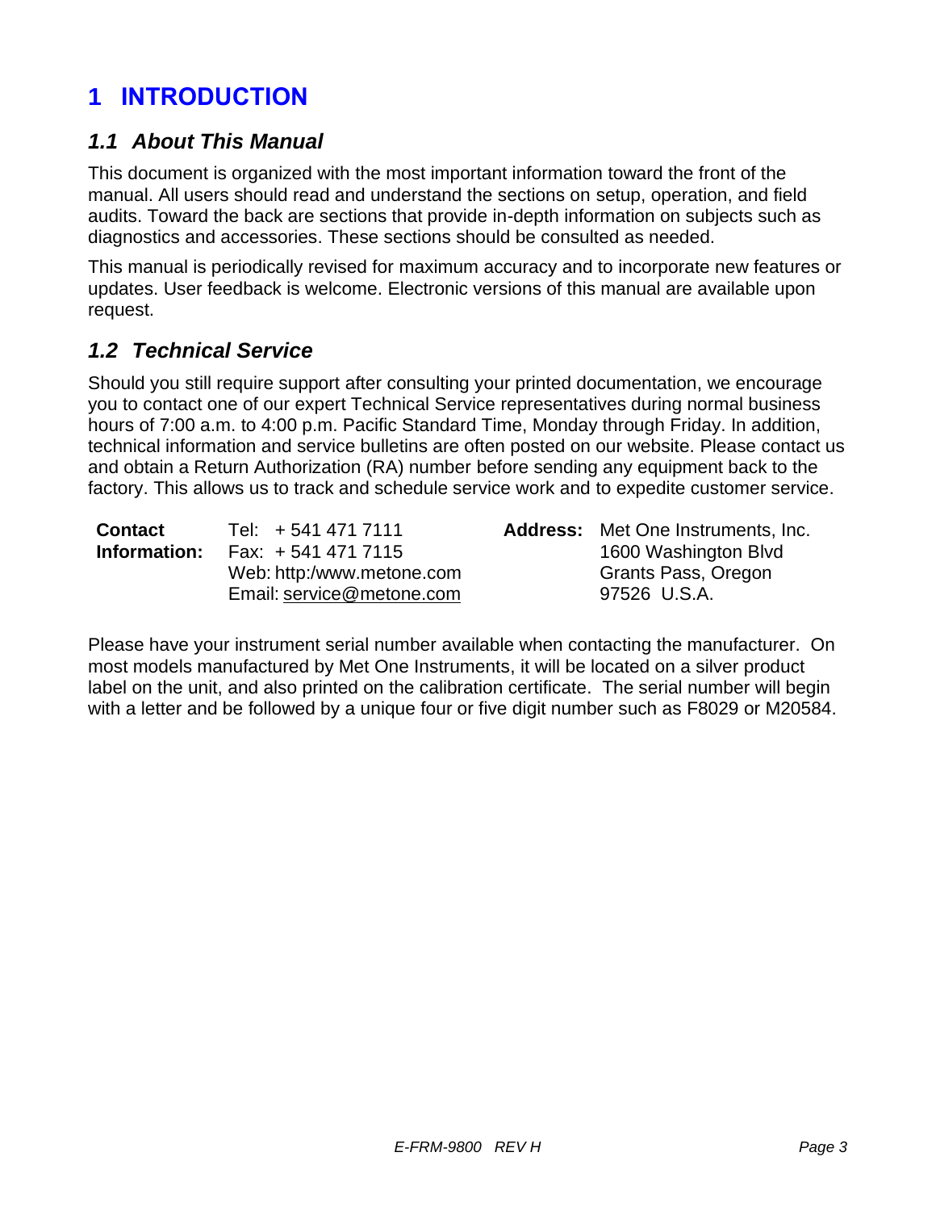# 1 INTRODUCTION

## 1.1 About This Manual

This document is organized with the most important information toward the front of the manual. All users should read and understand the sections on setup, operation, and field audits. Toward the back are sections that provide in-depth information on subjects such as diagnostics and accessories. These sections should be consulted as needed.

This manual is periodically revised for maximum accuracy and to incorporate new features or updates. User feedback is welcome. Electronic versions of this manual are available upon request.

## 1.2 Technical Service

Should you still require support after consulting your printed documentation, we encourage you to contact one of our expert Technical Service representatives during normal business hours of 7:00 a.m. to 4:00 p.m. Pacific Standard Time, Monday through Friday. In addition, technical information and service bulletins are often posted on our website. Please contact us and obtain a Return Authorization (RA) number before sending any equipment back to the factory. This allows us to track and schedule service work and to expedite customer service.

| **Contact Information:** | | **Address:** | |
|---|---|---|---|
| | Tel: + 541 471 7111 | | Met One Instruments, Inc. |
| | Fax: + 541 471 7115 | | 1600 Washington Blvd |
| | Web: http:/www.metone.com | | Grants Pass, Oregon |
| | Email: service@metone.com | | 97526 U.S.A. |

Please have your instrument serial number available when contacting the manufacturer. On most models manufactured by Met One Instruments, it will be located on a silver product label on the unit, and also printed on the calibration certificate. The serial number will begin with a letter and be followed by a unique four or five digit number such as F8029 or M20584.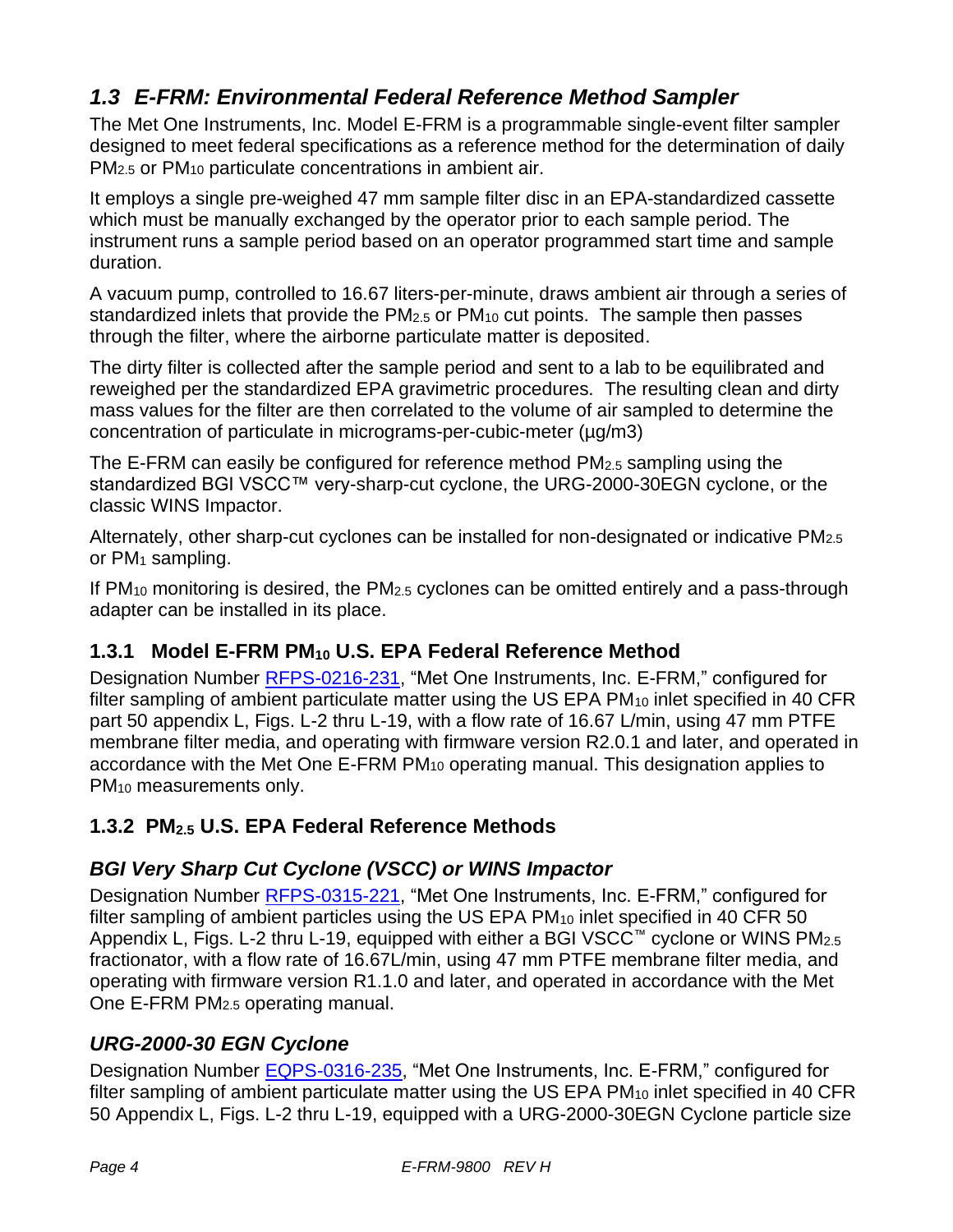## *1.3 E-FRM: Environmental Federal Reference Method Sampler*

The Met One Instruments, Inc. Model E-FRM is a programmable single-event filter sampler designed to meet federal specifications as a reference method for the determination of daily $PM_{2.5}$ or $PM_{10}$ particulate concentrations in ambient air.

It employs a single pre-weighed 47 mm sample filter disc in an EPA-standardized cassette which must be manually exchanged by the operator prior to each sample period. The instrument runs a sample period based on an operator programmed start time and sample duration.

A vacuum pump, controlled to 16.67 liters-per-minute, draws ambient air through a series of standardized inlets that provide the $PM_{2.5}$ or $PM_{10}$ cut points. The sample then passes through the filter, where the airborne particulate matter is deposited.

The dirty filter is collected after the sample period and sent to a lab to be equilibrated and reweighed per the standardized EPA gravimetric procedures. The resulting clean and dirty mass values for the filter are then correlated to the volume of air sampled to determine the concentration of particulate in micrograms-per-cubic-meter (µg/m3)

The E-FRM can easily be configured for reference method $PM_{2.5}$ sampling using the standardized BGI VSCC™ very-sharp-cut cyclone, the URG-2000-30EGN cyclone, or the classic WINS Impactor.

Alternately, other sharp-cut cyclones can be installed for non-designated or indicative $PM_{2.5}$ or $PM_1$ sampling.

If $PM_{10}$ monitoring is desired, the $PM_{2.5}$ cyclones can be omitted entirely and a pass-through adapter can be installed in its place.

### 1.3.1 Model E-FRM $PM_{10}$ U.S. EPA Federal Reference Method

Designation Number RFPS-0216-231, "Met One Instruments, Inc. E-FRM," configured for filter sampling of ambient particulate matter using the US EPA $PM_{10}$ inlet specified in 40 CFR part 50 appendix L, Figs. L-2 thru L-19, with a flow rate of 16.67 L/min, using 47 mm PTFE membrane filter media, and operating with firmware version R2.0.1 and later, and operated in accordance with the Met One E-FRM $PM_{10}$ operating manual. This designation applies to $PM_{10}$ measurements only.

### 1.3.2 $PM_{2.5}$ U.S. EPA Federal Reference Methods

#### *BGI Very Sharp Cut Cyclone (VSCC) or WINS Impactor*

Designation Number RFPS-0315-221, "Met One Instruments, Inc. E-FRM," configured for filter sampling of ambient particles using the US EPA $PM_{10}$ inlet specified in 40 CFR 50 Appendix L, Figs. L-2 thru L-19, equipped with either a BGI VSCC™ cyclone or WINS $PM_{2.5}$ fractionator, with a flow rate of 16.67L/min, using 47 mm PTFE membrane filter media, and operating with firmware version R1.1.0 and later, and operated in accordance with the Met One E-FRM $PM_{2.5}$ operating manual.

#### *URG-2000-30 EGN Cyclone*

Designation Number EQPS-0316-235, "Met One Instruments, Inc. E-FRM," configured for filter sampling of ambient particulate matter using the US EPA $PM_{10}$ inlet specified in 40 CFR 50 Appendix L, Figs. L-2 thru L-19, equipped with a URG-2000-30EGN Cyclone particle size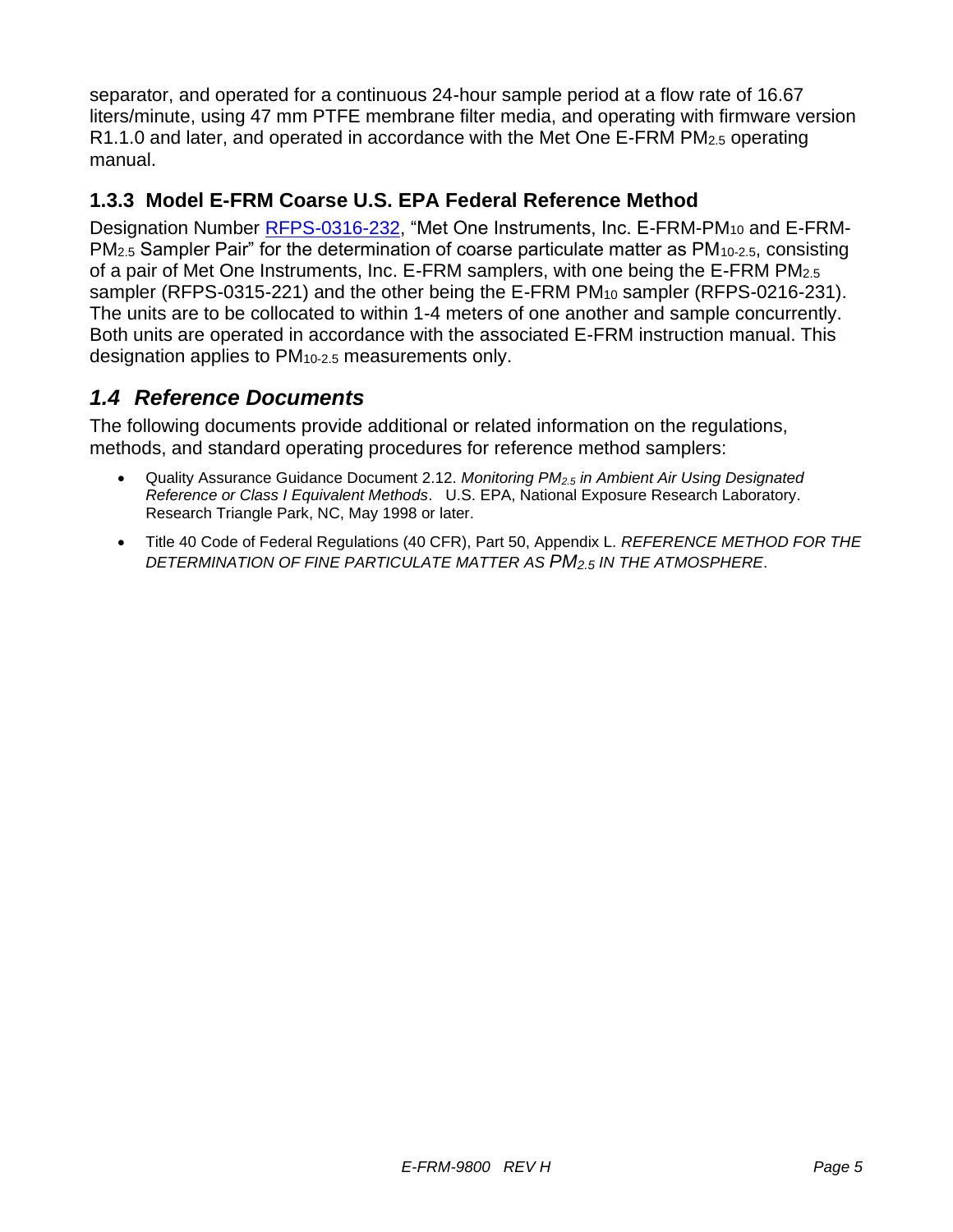separator, and operated for a continuous 24-hour sample period at a flow rate of 16.67 liters/minute, using 47 mm PTFE membrane filter media, and operating with firmware version R1.1.0 and later, and operated in accordance with the Met One E-FRM $PM_{2.5}$ operating manual.

### 1.3.3 Model E-FRM Coarse U.S. EPA Federal Reference Method

Designation Number RFPS-0316-232, "Met One Instruments, Inc. E-FRM-$PM_{10}$ and E-FRM-$PM_{2.5}$ Sampler Pair" for the determination of coarse particulate matter as $PM_{10-2.5}$, consisting of a pair of Met One Instruments, Inc. E-FRM samplers, with one being the E-FRM $PM_{2.5}$ sampler (RFPS-0315-221) and the other being the E-FRM $PM_{10}$ sampler (RFPS-0216-231). The units are to be collocated to within 1-4 meters of one another and sample concurrently. Both units are operated in accordance with the associated E-FRM instruction manual. This designation applies to $PM_{10-2.5}$ measurements only.

## *1.4 Reference Documents*

The following documents provide additional or related information on the regulations, methods, and standard operating procedures for reference method samplers:

- Quality Assurance Guidance Document 2.12. *Monitoring $PM_{2.5}$ in Ambient Air Using Designated Reference or Class I Equivalent Methods*. U.S. EPA, National Exposure Research Laboratory. Research Triangle Park, NC, May 1998 or later.
- Title 40 Code of Federal Regulations (40 CFR), Part 50, Appendix L. *REFERENCE METHOD FOR THE DETERMINATION OF FINE PARTICULATE MATTER AS $PM_{2.5}$ IN THE ATMOSPHERE*.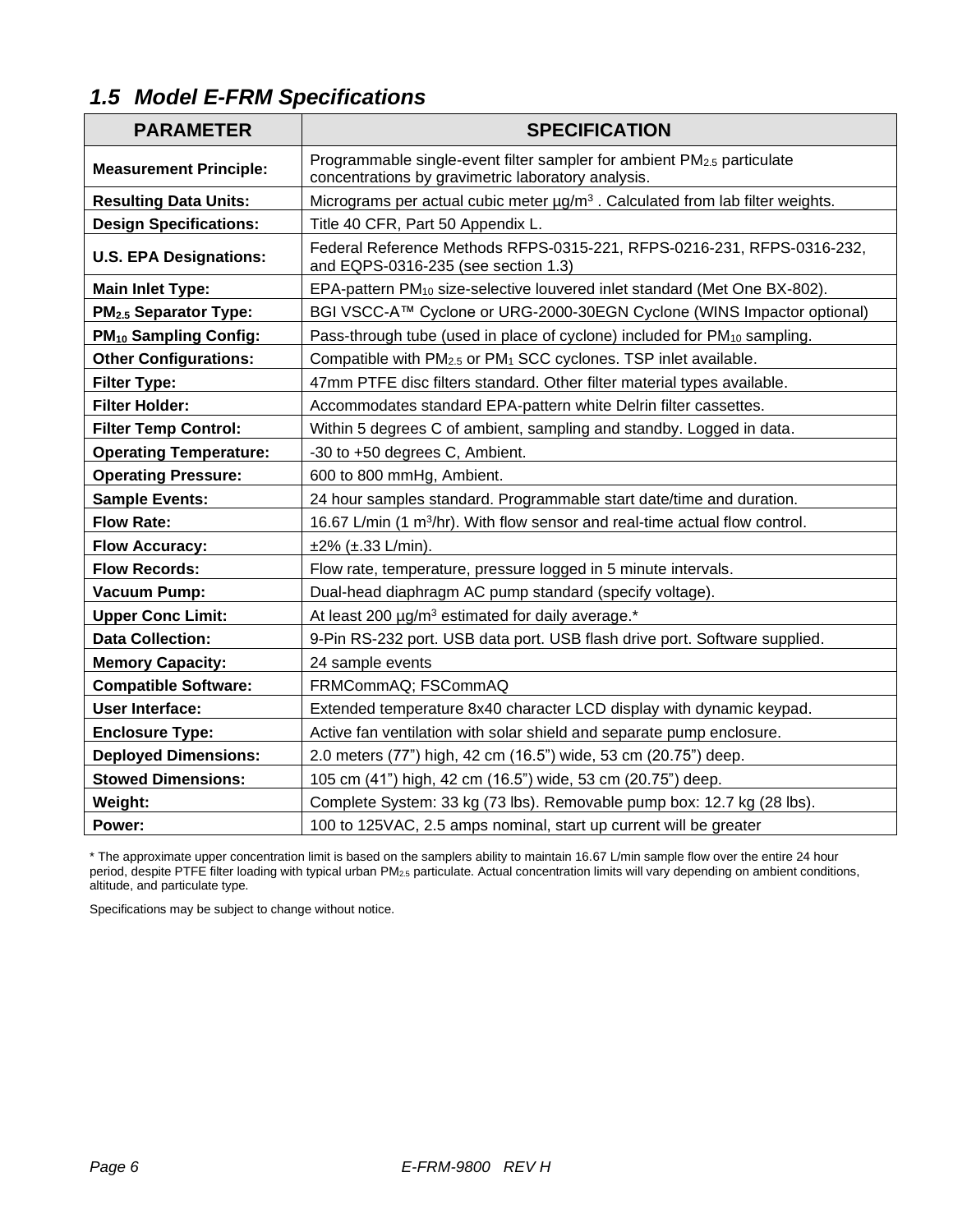## 1.5 Model E-FRM Specifications

| PARAMETER | SPECIFICATION |
|---|---|
| **Measurement Principle:** | Programmable single-event filter sampler for ambient $PM_{2.5}$ particulate concentrations by gravimetric laboratory analysis. |
| **Resulting Data Units:** | Micrograms per actual cubic meter µg/$m^3$ . Calculated from lab filter weights. |
| **Design Specifications:** | Title 40 CFR, Part 50 Appendix L. |
| **U.S. EPA Designations:** | Federal Reference Methods RFPS-0315-221, RFPS-0216-231, RFPS-0316-232, and EQPS-0316-235 (see section 1.3) |
| **Main Inlet Type:** | EPA-pattern $PM_{10}$ size-selective louvered inlet standard (Met One BX-802). |
| **$PM_{2.5}$ Separator Type:** | BGI VSCC-A™ Cyclone or URG-2000-30EGN Cyclone (WINS Impactor optional) |
| **$PM_{10}$ Sampling Config:** | Pass-through tube (used in place of cyclone) included for $PM_{10}$ sampling. |
| **Other Configurations:** | Compatible with $PM_{2.5}$ or $PM_1$ SCC cyclones. TSP inlet available. |
| **Filter Type:** | 47mm PTFE disc filters standard. Other filter material types available. |
| **Filter Holder:** | Accommodates standard EPA-pattern white Delrin filter cassettes. |
| **Filter Temp Control:** | Within 5 degrees C of ambient, sampling and standby. Logged in data. |
| **Operating Temperature:** | -30 to +50 degrees C, Ambient. |
| **Operating Pressure:** | 600 to 800 mmHg, Ambient. |
| **Sample Events:** | 24 hour samples standard. Programmable start date/time and duration. |
| **Flow Rate:** | 16.67 L/min (1 $m^3$/hr). With flow sensor and real-time actual flow control. |
| **Flow Accuracy:** | ±2% (±.33 L/min). |
| **Flow Records:** | Flow rate, temperature, pressure logged in 5 minute intervals. |
| **Vacuum Pump:** | Dual-head diaphragm AC pump standard (specify voltage). |
| **Upper Conc Limit:** | At least 200 µg/$m^3$ estimated for daily average.* |
| **Data Collection:** | 9-Pin RS-232 port. USB data port. USB flash drive port. Software supplied. |
| **Memory Capacity:** | 24 sample events |
| **Compatible Software:** | FRMCommAQ; FSCommAQ |
| **User Interface:** | Extended temperature 8x40 character LCD display with dynamic keypad. |
| **Enclosure Type:** | Active fan ventilation with solar shield and separate pump enclosure. |
| **Deployed Dimensions:** | 2.0 meters (77") high, 42 cm (16.5") wide, 53 cm (20.75") deep. |
| **Stowed Dimensions:** | 105 cm (41") high, 42 cm (16.5") wide, 53 cm (20.75") deep. |
| **Weight:** | Complete System: 33 kg (73 lbs). Removable pump box: 12.7 kg (28 lbs). |
| **Power:** | 100 to 125VAC, 2.5 amps nominal, start up current will be greater |

\* The approximate upper concentration limit is based on the samplers ability to maintain 16.67 L/min sample flow over the entire 24 hour period, despite PTFE filter loading with typical urban $PM_{2.5}$ particulate. Actual concentration limits will vary depending on ambient conditions, altitude, and particulate type.

Specifications may be subject to change without notice.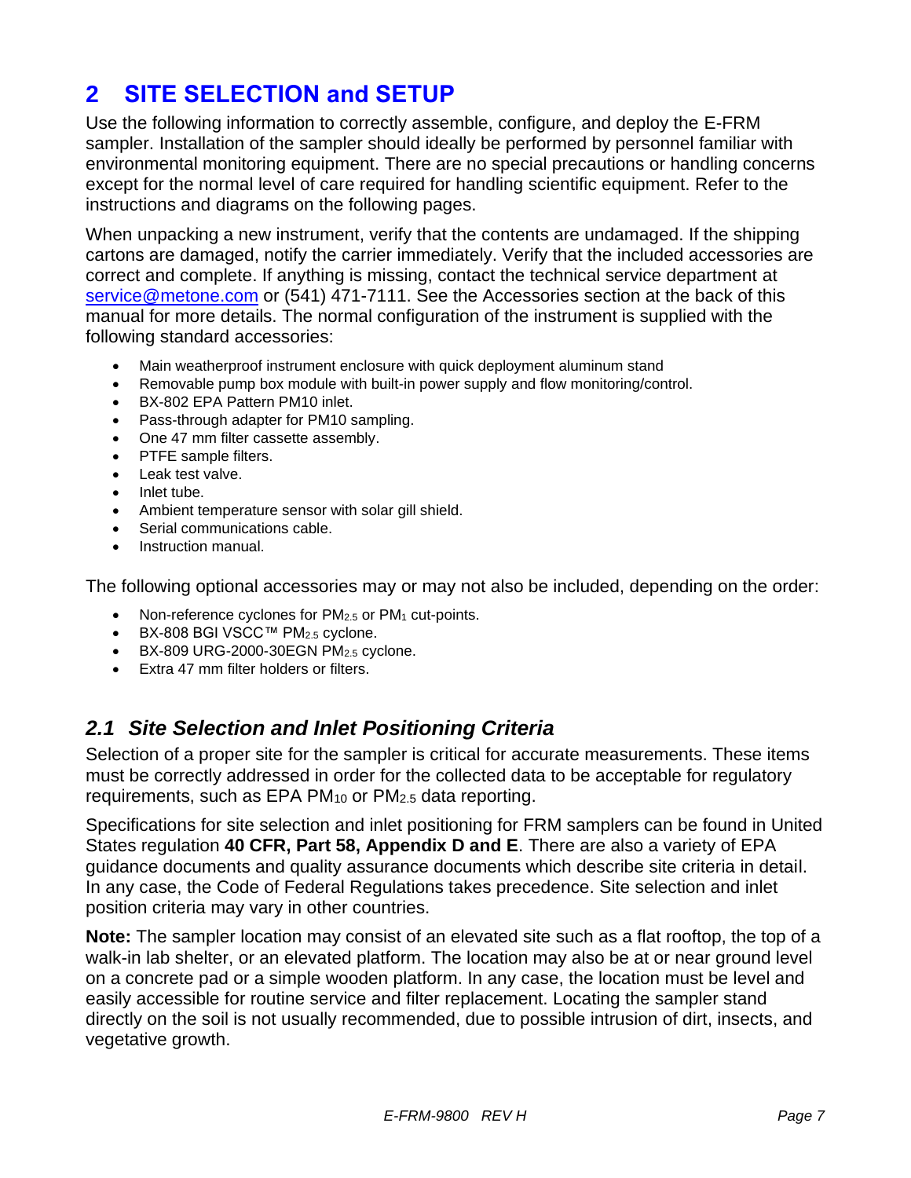# 2 SITE SELECTION and SETUP

Use the following information to correctly assemble, configure, and deploy the E-FRM sampler. Installation of the sampler should ideally be performed by personnel familiar with environmental monitoring equipment. There are no special precautions or handling concerns except for the normal level of care required for handling scientific equipment. Refer to the instructions and diagrams on the following pages.

When unpacking a new instrument, verify that the contents are undamaged. If the shipping cartons are damaged, notify the carrier immediately. Verify that the included accessories are correct and complete. If anything is missing, contact the technical service department at service@metone.com or (541) 471-7111. See the Accessories section at the back of this manual for more details. The normal configuration of the instrument is supplied with the following standard accessories:

- Main weatherproof instrument enclosure with quick deployment aluminum stand
- Removable pump box module with built-in power supply and flow monitoring/control.
- BX-802 EPA Pattern PM10 inlet.
- Pass-through adapter for PM10 sampling.
- One 47 mm filter cassette assembly.
- PTFE sample filters.
- Leak test valve.
- Inlet tube.
- Ambient temperature sensor with solar gill shield.
- Serial communications cable.
- Instruction manual.

The following optional accessories may or may not also be included, depending on the order:

- Non-reference cyclones for $PM_{2.5}$ or $PM_1$ cut-points.
- BX-808 BGI VSCC™ $PM_{2.5}$ cyclone.
- BX-809 URG-2000-30EGN $PM_{2.5}$ cyclone.
- Extra 47 mm filter holders or filters.

## *2.1 Site Selection and Inlet Positioning Criteria*

Selection of a proper site for the sampler is critical for accurate measurements. These items must be correctly addressed in order for the collected data to be acceptable for regulatory requirements, such as EPA $PM_{10}$ or $PM_{2.5}$ data reporting.

Specifications for site selection and inlet positioning for FRM samplers can be found in United States regulation **40 CFR, Part 58, Appendix D and E**. There are also a variety of EPA guidance documents and quality assurance documents which describe site criteria in detail. In any case, the Code of Federal Regulations takes precedence. Site selection and inlet position criteria may vary in other countries.

**Note:** The sampler location may consist of an elevated site such as a flat rooftop, the top of a walk-in lab shelter, or an elevated platform. The location may also be at or near ground level on a concrete pad or a simple wooden platform. In any case, the location must be level and easily accessible for routine service and filter replacement. Locating the sampler stand directly on the soil is not usually recommended, due to possible intrusion of dirt, insects, and vegetative growth.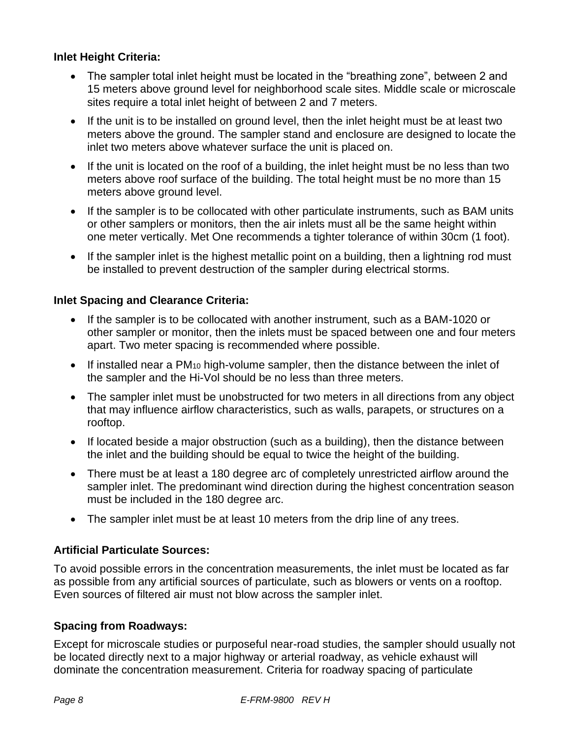**Inlet Height Criteria:**

- The sampler total inlet height must be located in the "breathing zone", between 2 and 15 meters above ground level for neighborhood scale sites. Middle scale or microscale sites require a total inlet height of between 2 and 7 meters.
- If the unit is to be installed on ground level, then the inlet height must be at least two meters above the ground. The sampler stand and enclosure are designed to locate the inlet two meters above whatever surface the unit is placed on.
- If the unit is located on the roof of a building, the inlet height must be no less than two meters above roof surface of the building. The total height must be no more than 15 meters above ground level.
- If the sampler is to be collocated with other particulate instruments, such as BAM units or other samplers or monitors, then the air inlets must all be the same height within one meter vertically. Met One recommends a tighter tolerance of within 30cm (1 foot).
- If the sampler inlet is the highest metallic point on a building, then a lightning rod must be installed to prevent destruction of the sampler during electrical storms.

**Inlet Spacing and Clearance Criteria:**

- If the sampler is to be collocated with another instrument, such as a BAM-1020 or other sampler or monitor, then the inlets must be spaced between one and four meters apart. Two meter spacing is recommended where possible.
- If installed near a $PM_{10}$ high-volume sampler, then the distance between the inlet of the sampler and the Hi-Vol should be no less than three meters.
- The sampler inlet must be unobstructed for two meters in all directions from any object that may influence airflow characteristics, such as walls, parapets, or structures on a rooftop.
- If located beside a major obstruction (such as a building), then the distance between the inlet and the building should be equal to twice the height of the building.
- There must be at least a 180 degree arc of completely unrestricted airflow around the sampler inlet. The predominant wind direction during the highest concentration season must be included in the 180 degree arc.
- The sampler inlet must be at least 10 meters from the drip line of any trees.

**Artificial Particulate Sources:**

To avoid possible errors in the concentration measurements, the inlet must be located as far as possible from any artificial sources of particulate, such as blowers or vents on a rooftop. Even sources of filtered air must not blow across the sampler inlet.

**Spacing from Roadways:**

Except for microscale studies or purposeful near-road studies, the sampler should usually not be located directly next to a major highway or arterial roadway, as vehicle exhaust will dominate the concentration measurement. Criteria for roadway spacing of particulate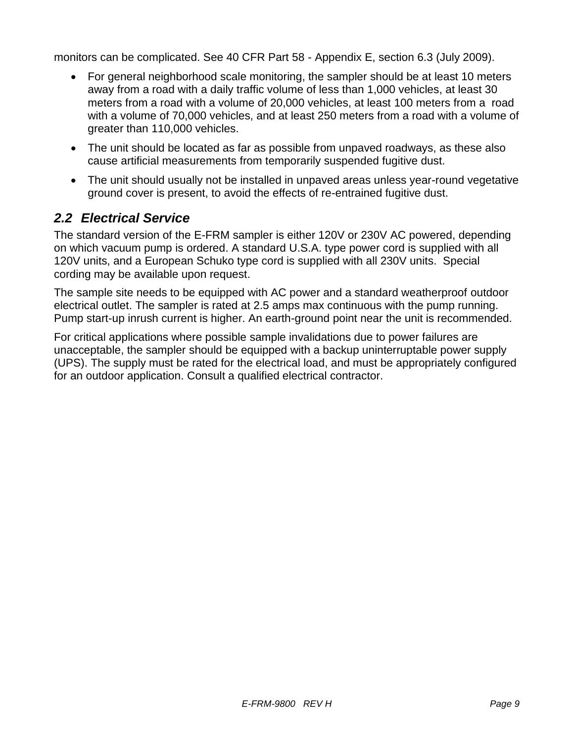monitors can be complicated. See 40 CFR Part 58 - Appendix E, section 6.3 (July 2009).

- For general neighborhood scale monitoring, the sampler should be at least 10 meters away from a road with a daily traffic volume of less than 1,000 vehicles, at least 30 meters from a road with a volume of 20,000 vehicles, at least 100 meters from a road with a volume of 70,000 vehicles, and at least 250 meters from a road with a volume of greater than 110,000 vehicles.
- The unit should be located as far as possible from unpaved roadways, as these also cause artificial measurements from temporarily suspended fugitive dust.
- The unit should usually not be installed in unpaved areas unless year-round vegetative ground cover is present, to avoid the effects of re-entrained fugitive dust.

## *2.2 Electrical Service*

The standard version of the E-FRM sampler is either 120V or 230V AC powered, depending on which vacuum pump is ordered. A standard U.S.A. type power cord is supplied with all 120V units, and a European Schuko type cord is supplied with all 230V units. Special cording may be available upon request.

The sample site needs to be equipped with AC power and a standard weatherproof outdoor electrical outlet. The sampler is rated at 2.5 amps max continuous with the pump running. Pump start-up inrush current is higher. An earth-ground point near the unit is recommended.

For critical applications where possible sample invalidations due to power failures are unacceptable, the sampler should be equipped with a backup uninterruptable power supply (UPS). The supply must be rated for the electrical load, and must be appropriately configured for an outdoor application. Consult a qualified electrical contractor.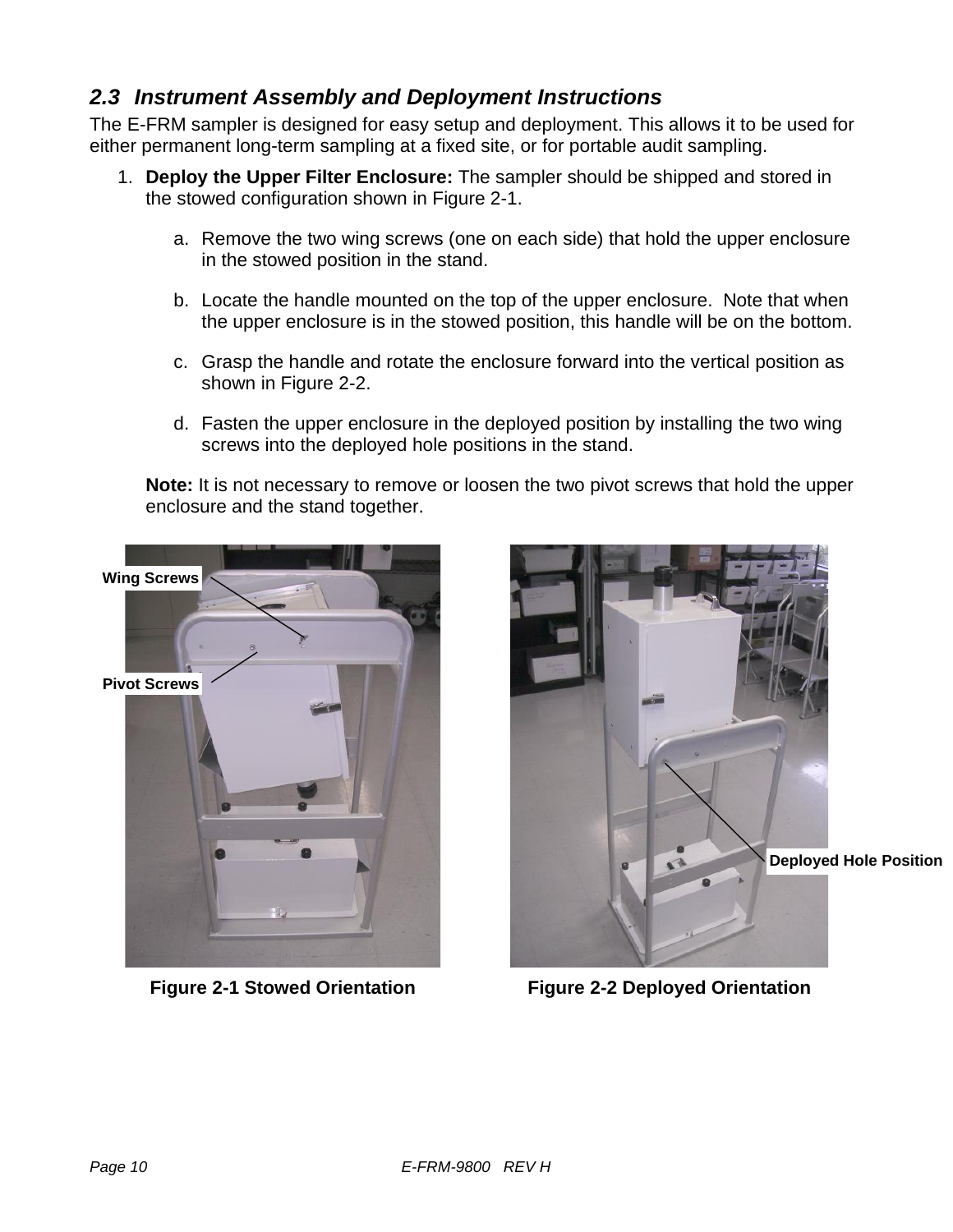## 2.3 Instrument Assembly and Deployment Instructions

The E-FRM sampler is designed for easy setup and deployment. This allows it to be used for either permanent long-term sampling at a fixed site, or for portable audit sampling.

1. **Deploy the Upper Filter Enclosure:** The sampler should be shipped and stored in the stowed configuration shown in Figure 2-1.

   a. Remove the two wing screws (one on each side) that hold the upper enclosure in the stowed position in the stand.

   b. Locate the handle mounted on the top of the upper enclosure. Note that when the upper enclosure is in the stowed position, this handle will be on the bottom.

   c. Grasp the handle and rotate the enclosure forward into the vertical position as shown in Figure 2-2.

   d. Fasten the upper enclosure in the deployed position by installing the two wing screws into the deployed hole positions in the stand.

   **Note:** It is not necessary to remove or loosen the two pivot screws that hold the upper enclosure and the stand together.

Wing Screws

Pivot Screws

**Figure 2-1 Stowed Orientation**

Deployed Hole Position

**Figure 2-2 Deployed Orientation**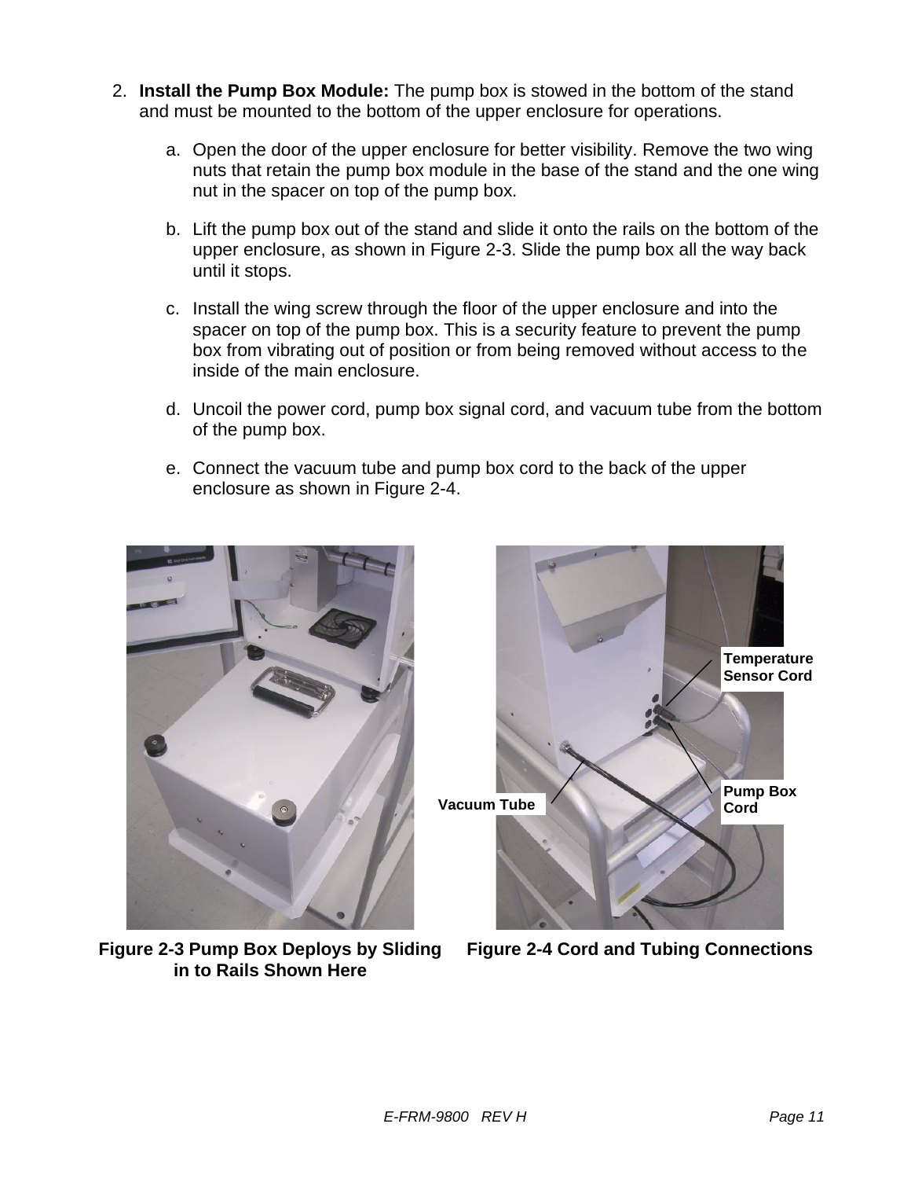2. **Install the Pump Box Module:** The pump box is stowed in the bottom of the stand and must be mounted to the bottom of the upper enclosure for operations.

   a. Open the door of the upper enclosure for better visibility. Remove the two wing nuts that retain the pump box module in the base of the stand and the one wing nut in the spacer on top of the pump box.

   b. Lift the pump box out of the stand and slide it onto the rails on the bottom of the upper enclosure, as shown in Figure 2-3. Slide the pump box all the way back until it stops.

   c. Install the wing screw through the floor of the upper enclosure and into the spacer on top of the pump box. This is a security feature to prevent the pump box from vibrating out of position or from being removed without access to the inside of the main enclosure.

   d. Uncoil the power cord, pump box signal cord, and vacuum tube from the bottom of the pump box.

   e. Connect the vacuum tube and pump box cord to the back of the upper enclosure as shown in Figure 2-4.

**Figure 2-3 Pump Box Deploys by Sliding in to Rails Shown Here**

**Figure 2-4 Cord and Tubing Connections**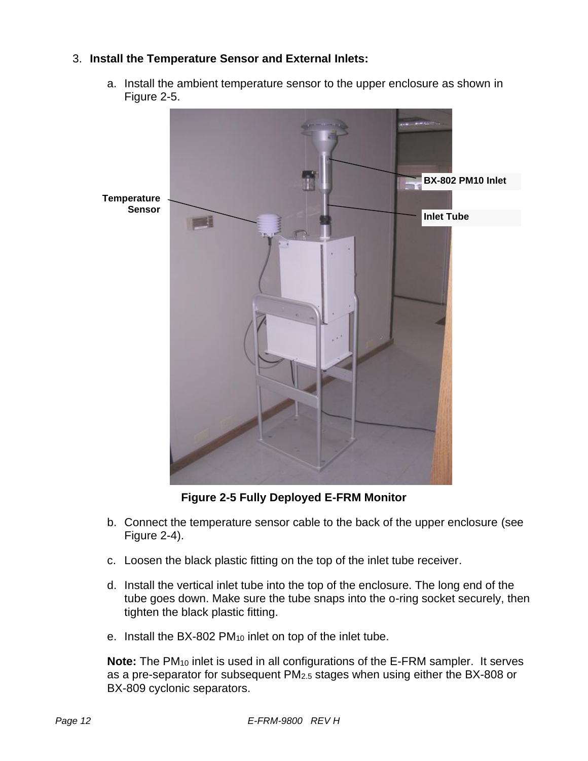3. **Install the Temperature Sensor and External Inlets:**

   a. Install the ambient temperature sensor to the upper enclosure as shown in Figure 2-5.

**Figure 2-5 Fully Deployed E-FRM Monitor**

   b. Connect the temperature sensor cable to the back of the upper enclosure (see Figure 2-4).

   c. Loosen the black plastic fitting on the top of the inlet tube receiver.

   d. Install the vertical inlet tube into the top of the enclosure. The long end of the tube goes down. Make sure the tube snaps into the o-ring socket securely, then tighten the black plastic fitting.

   e. Install the BX-802 $PM_{10}$ inlet on top of the inlet tube.

**Note:** The $PM_{10}$ inlet is used in all configurations of the E-FRM sampler. It serves as a pre-separator for subsequent $PM_{2.5}$ stages when using either the BX-808 or BX-809 cyclonic separators.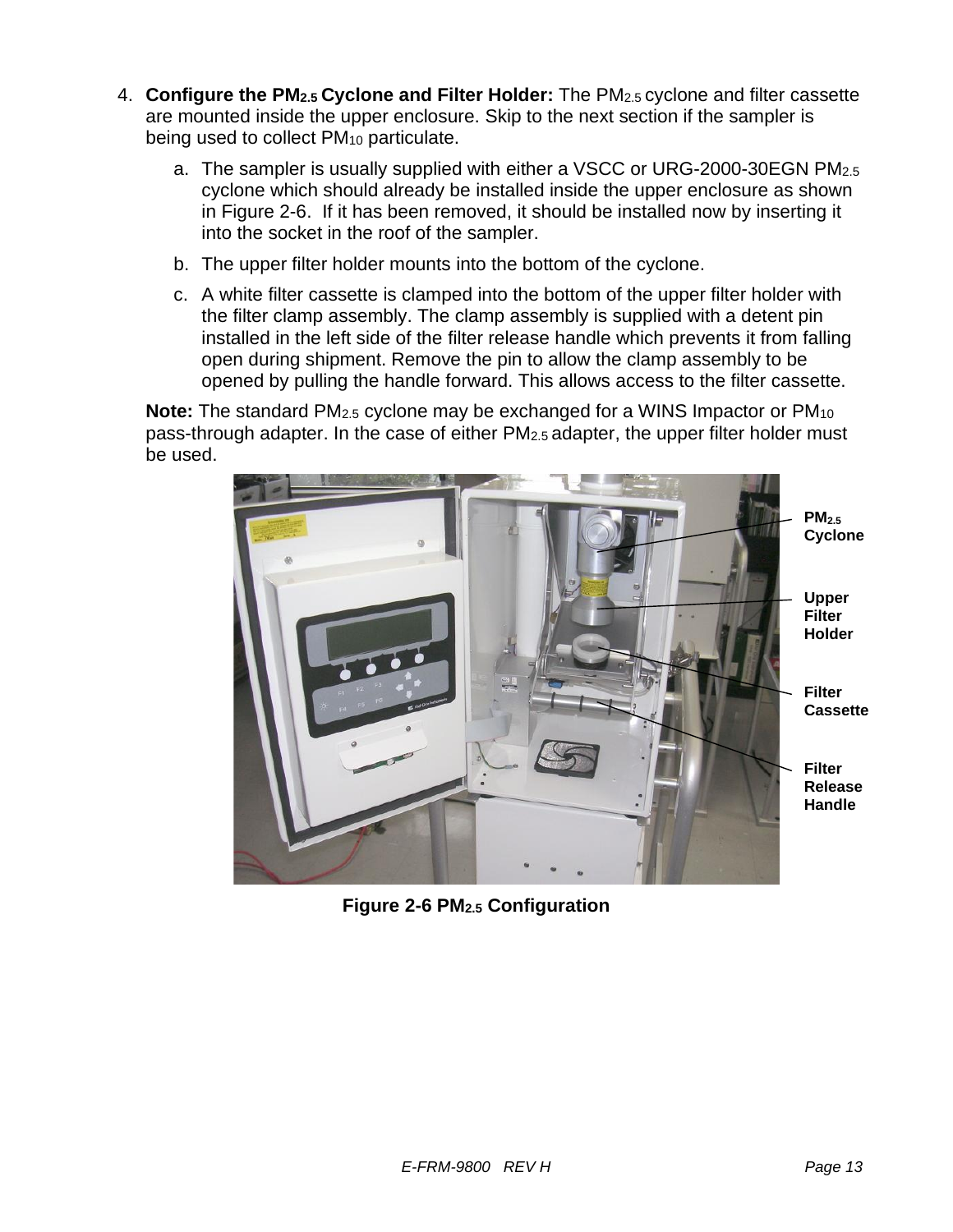4. **Configure the $PM_{2.5}$ Cyclone and Filter Holder:** The $PM_{2.5}$ cyclone and filter cassette are mounted inside the upper enclosure. Skip to the next section if the sampler is being used to collect $PM_{10}$ particulate.

   a. The sampler is usually supplied with either a VSCC or URG-2000-30EGN $PM_{2.5}$ cyclone which should already be installed inside the upper enclosure as shown in Figure 2-6. If it has been removed, it should be installed now by inserting it into the socket in the roof of the sampler.

   b. The upper filter holder mounts into the bottom of the cyclone.

   c. A white filter cassette is clamped into the bottom of the upper filter holder with the filter clamp assembly. The clamp assembly is supplied with a detent pin installed in the left side of the filter release handle which prevents it from falling open during shipment. Remove the pin to allow the clamp assembly to be opened by pulling the handle forward. This allows access to the filter cassette.

**Note:** The standard $PM_{2.5}$ cyclone may be exchanged for a WINS Impactor or $PM_{10}$ pass-through adapter. In the case of either $PM_{2.5}$ adapter, the upper filter holder must be used.

$PM_{2.5}$ Cyclone

Upper Filter Holder

Filter Cassette

Filter Release Handle

**Figure 2-6 $PM_{2.5}$ Configuration**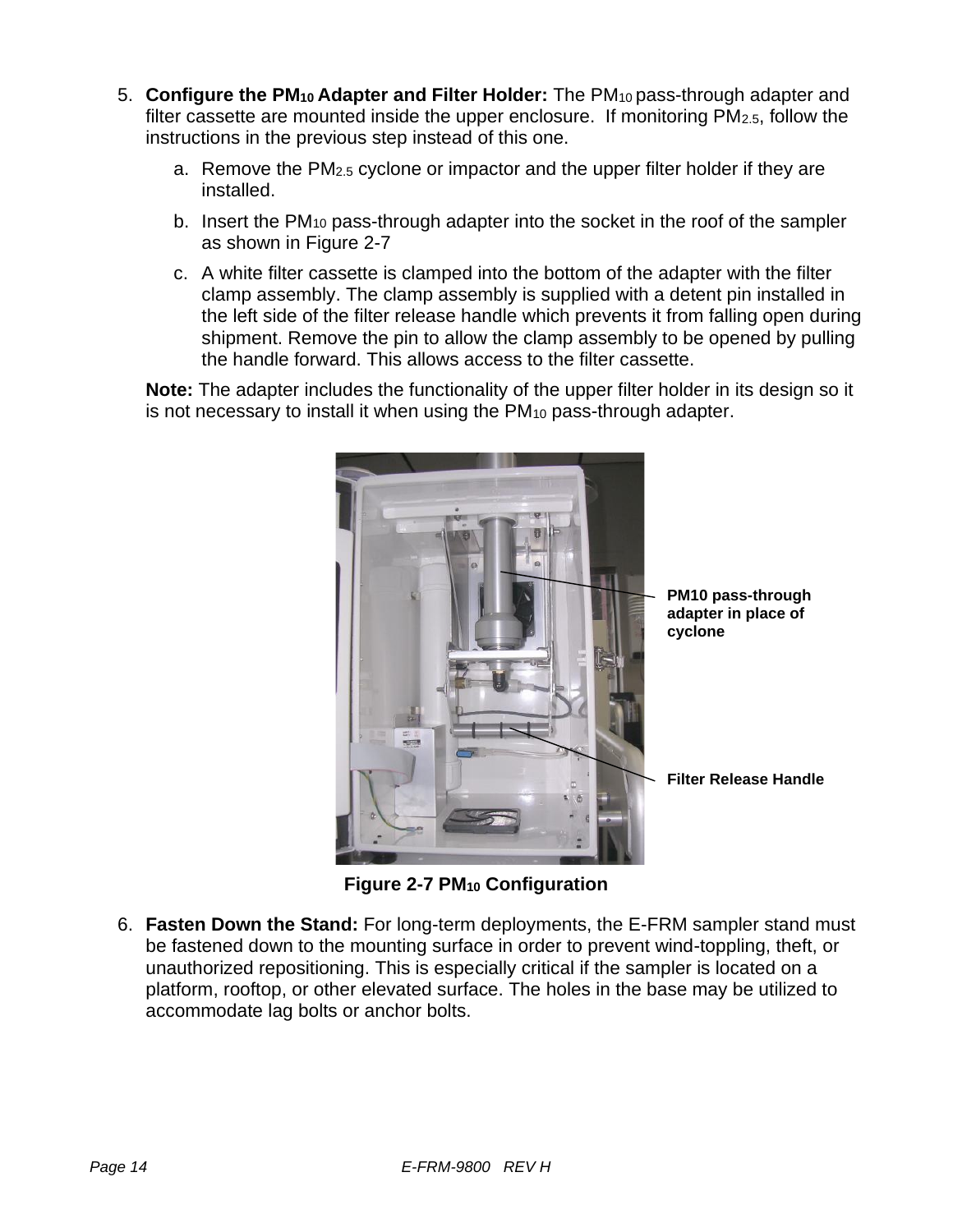5. **Configure the $PM_{10}$ Adapter and Filter Holder:** The $PM_{10}$ pass-through adapter and filter cassette are mounted inside the upper enclosure. If monitoring $PM_{2.5}$, follow the instructions in the previous step instead of this one.

   a. Remove the $PM_{2.5}$ cyclone or impactor and the upper filter holder if they are installed.

   b. Insert the $PM_{10}$ pass-through adapter into the socket in the roof of the sampler as shown in Figure 2-7

   c. A white filter cassette is clamped into the bottom of the adapter with the filter clamp assembly. The clamp assembly is supplied with a detent pin installed in the left side of the filter release handle which prevents it from falling open during shipment. Remove the pin to allow the clamp assembly to be opened by pulling the handle forward. This allows access to the filter cassette.

   **Note:** The adapter includes the functionality of the upper filter holder in its design so it is not necessary to install it when using the $PM_{10}$ pass-through adapter.

PM10 pass-through adapter in place of cyclone

Filter Release Handle

**Figure 2-7 $PM_{10}$ Configuration**

6. **Fasten Down the Stand:** For long-term deployments, the E-FRM sampler stand must be fastened down to the mounting surface in order to prevent wind-toppling, theft, or unauthorized repositioning. This is especially critical if the sampler is located on a platform, rooftop, or other elevated surface. The holes in the base may be utilized to accommodate lag bolts or anchor bolts.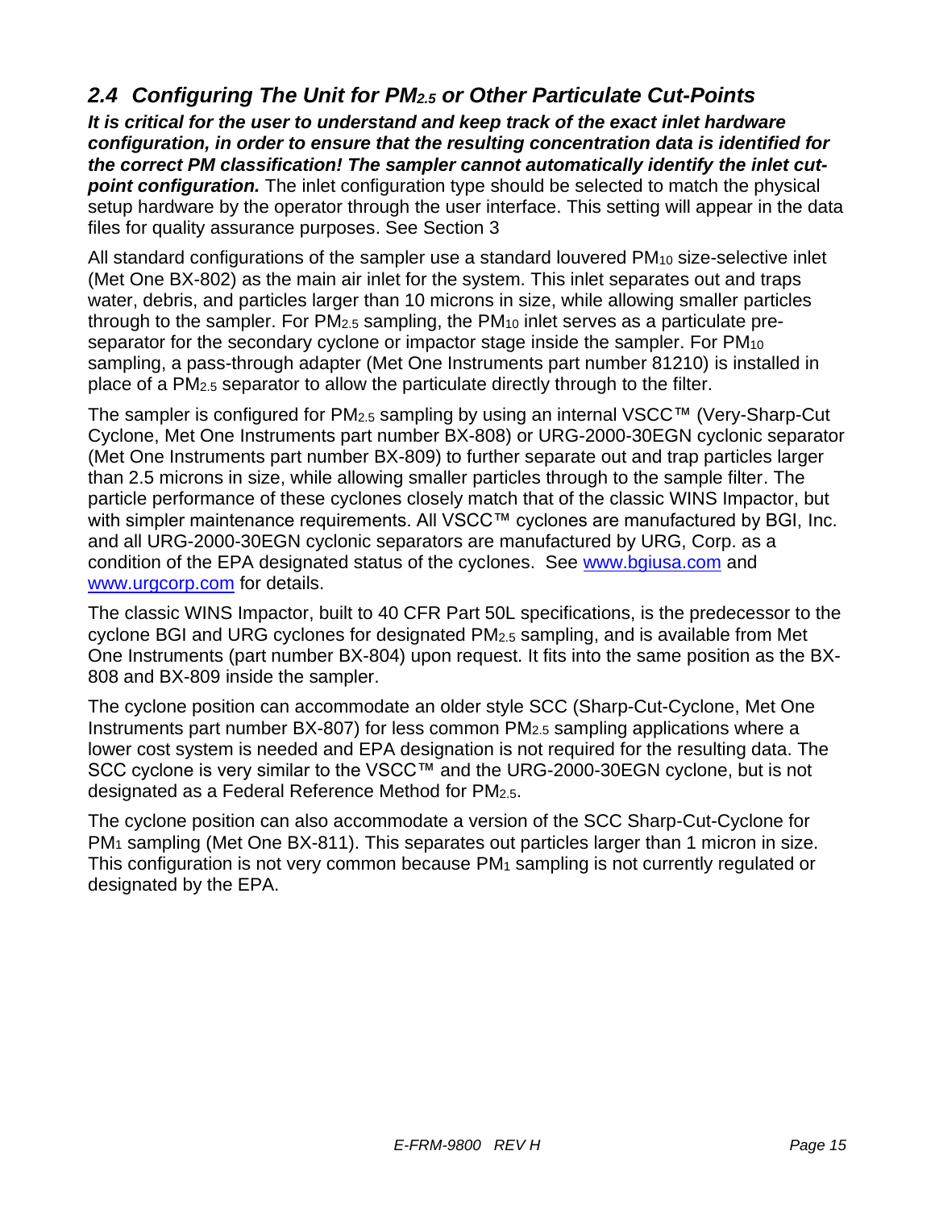## *2.4 Configuring The Unit for $PM_{2.5}$ or Other Particulate Cut-Points*

***It is critical for the user to understand and keep track of the exact inlet hardware configuration, in order to ensure that the resulting concentration data is identified for the correct PM classification! The sampler cannot automatically identify the inlet cut-point configuration.*** The inlet configuration type should be selected to match the physical setup hardware by the operator through the user interface. This setting will appear in the data files for quality assurance purposes. See Section 3

All standard configurations of the sampler use a standard louvered $PM_{10}$ size-selective inlet (Met One BX-802) as the main air inlet for the system. This inlet separates out and traps water, debris, and particles larger than 10 microns in size, while allowing smaller particles through to the sampler. For $PM_{2.5}$ sampling, the $PM_{10}$ inlet serves as a particulate pre-separator for the secondary cyclone or impactor stage inside the sampler. For $PM_{10}$ sampling, a pass-through adapter (Met One Instruments part number 81210) is installed in place of a $PM_{2.5}$ separator to allow the particulate directly through to the filter.

The sampler is configured for $PM_{2.5}$ sampling by using an internal VSCC™ (Very-Sharp-Cut Cyclone, Met One Instruments part number BX-808) or URG-2000-30EGN cyclonic separator (Met One Instruments part number BX-809) to further separate out and trap particles larger than 2.5 microns in size, while allowing smaller particles through to the sample filter. The particle performance of these cyclones closely match that of the classic WINS Impactor, but with simpler maintenance requirements. All VSCC™ cyclones are manufactured by BGI, Inc. and all URG-2000-30EGN cyclonic separators are manufactured by URG, Corp. as a condition of the EPA designated status of the cyclones. See [www.bgiusa.com](http://www.bgiusa.com) and [www.urgcorp.com](http://www.urgcorp.com) for details.

The classic WINS Impactor, built to 40 CFR Part 50L specifications, is the predecessor to the cyclone BGI and URG cyclones for designated $PM_{2.5}$ sampling, and is available from Met One Instruments (part number BX-804) upon request. It fits into the same position as the BX-808 and BX-809 inside the sampler.

The cyclone position can accommodate an older style SCC (Sharp-Cut-Cyclone, Met One Instruments part number BX-807) for less common $PM_{2.5}$ sampling applications where a lower cost system is needed and EPA designation is not required for the resulting data. The SCC cyclone is very similar to the VSCC™ and the URG-2000-30EGN cyclone, but is not designated as a Federal Reference Method for $PM_{2.5}$.

The cyclone position can also accommodate a version of the SCC Sharp-Cut-Cyclone for $PM_1$ sampling (Met One BX-811). This separates out particles larger than 1 micron in size. This configuration is not very common because $PM_1$ sampling is not currently regulated or designated by the EPA.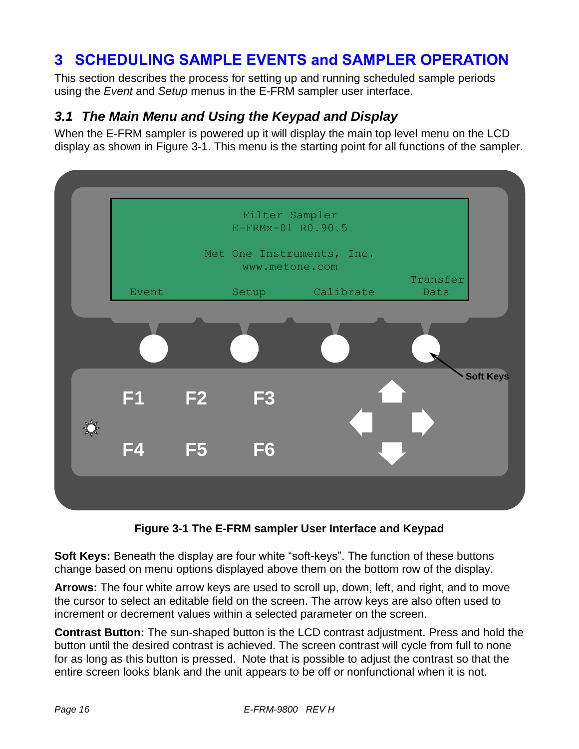# 3 SCHEDULING SAMPLE EVENTS and SAMPLER OPERATION

This section describes the process for setting up and running scheduled sample periods using the *Event* and *Setup* menus in the E-FRM sampler user interface.

## 3.1 The Main Menu and Using the Keypad and Display

When the E-FRM sampler is powered up it will display the main top level menu on the LCD display as shown in Figure 3-1. This menu is the starting point for all functions of the sampler.

**Figure 3-1 The E-FRM sampler User Interface and Keypad**

**Soft Keys:** Beneath the display are four white "soft-keys". The function of these buttons change based on menu options displayed above them on the bottom row of the display.

**Arrows:** The four white arrow keys are used to scroll up, down, left, and right, and to move the cursor to select an editable field on the screen. The arrow keys are also often used to increment or decrement values within a selected parameter on the screen.

**Contrast Button:** The sun-shaped button is the LCD contrast adjustment. Press and hold the button until the desired contrast is achieved. The screen contrast will cycle from full to none for as long as this button is pressed. Note that is possible to adjust the contrast so that the entire screen looks blank and the unit appears to be off or nonfunctional when it is not.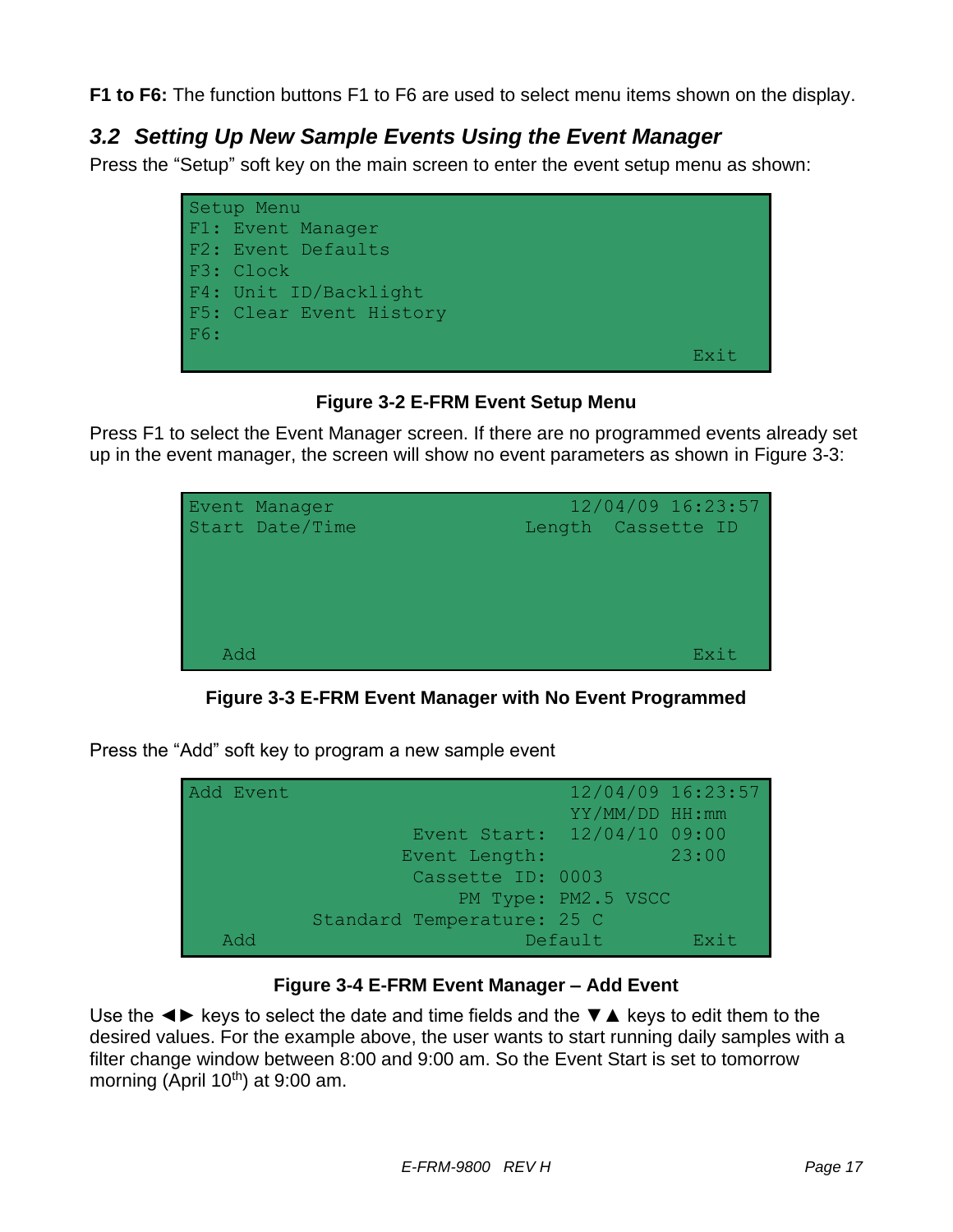**F1 to F6:** The function buttons F1 to F6 are used to select menu items shown on the display.

## *3.2 Setting Up New Sample Events Using the Event Manager*

Press the “Setup” soft key on the main screen to enter the event setup menu as shown:

```
Setup Menu
F1: Event Manager
F2: Event Defaults
F3: Clock
F4: Unit ID/Backlight
F5: Clear Event History
F6:
                                          Exit
```

**Figure 3-2 E-FRM Event Setup Menu**

Press F1 to select the Event Manager screen. If there are no programmed events already set up in the event manager, the screen will show no event parameters as shown in Figure 3-3:

```
Event Manager                     12/04/09 16:23:57
Start Date/Time               Length   Cassette ID




   Add                                    Exit
```

**Figure 3-3 E-FRM Event Manager with No Event Programmed**

Press the “Add” soft key to program a new sample event

```
Add Event                         12/04/09 16:23:57
                                  YY/MM/DD HH:mm
                    Event Start:  12/04/10 09:00
                   Event Length:           23:00
                    Cassette ID: 0003
                        PM Type: PM2.5 VSCC
           Standard Temperature: 25 C
   Add                        Default     Exit
```

**Figure 3-4 E-FRM Event Manager – Add Event**

Use the ◄► keys to select the date and time fields and the ▼▲ keys to edit them to the desired values. For the example above, the user wants to start running daily samples with a filter change window between 8:00 and 9:00 am. So the Event Start is set to tomorrow morning (April 10th) at 9:00 am.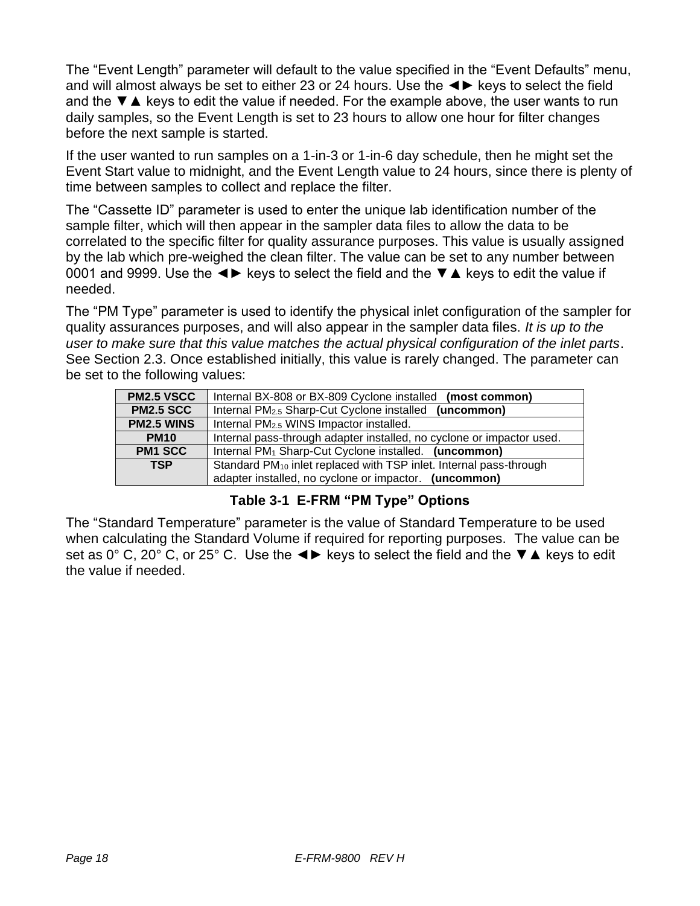The “Event Length” parameter will default to the value specified in the “Event Defaults” menu, and will almost always be set to either 23 or 24 hours. Use the ◄► keys to select the field and the ▼▲ keys to edit the value if needed. For the example above, the user wants to run daily samples, so the Event Length is set to 23 hours to allow one hour for filter changes before the next sample is started.

If the user wanted to run samples on a 1-in-3 or 1-in-6 day schedule, then he might set the Event Start value to midnight, and the Event Length value to 24 hours, since there is plenty of time between samples to collect and replace the filter.

The “Cassette ID” parameter is used to enter the unique lab identification number of the sample filter, which will then appear in the sampler data files to allow the data to be correlated to the specific filter for quality assurance purposes. This value is usually assigned by the lab which pre-weighed the clean filter. The value can be set to any number between 0001 and 9999. Use the ◄► keys to select the field and the ▼▲ keys to edit the value if needed.

The “PM Type” parameter is used to identify the physical inlet configuration of the sampler for quality assurances purposes, and will also appear in the sampler data files. *It is up to the user to make sure that this value matches the actual physical configuration of the inlet parts*. See Section 2.3. Once established initially, this value is rarely changed. The parameter can be set to the following values:

| | |
|---|---|
| **PM2.5 VSCC** | Internal BX-808 or BX-809 Cyclone installed **(most common)** |
| **PM2.5 SCC** | Internal $PM_{2.5}$ Sharp-Cut Cyclone installed **(uncommon)** |
| **PM2.5 WINS** | Internal $PM_{2.5}$ WINS Impactor installed. |
| **PM10** | Internal pass-through adapter installed, no cyclone or impactor used. |
| **PM1 SCC** | Internal $PM_1$ Sharp-Cut Cyclone installed. **(uncommon)** |
| **TSP** | Standard $PM_{10}$ inlet replaced with TSP inlet. Internal pass-through adapter installed, no cyclone or impactor. **(uncommon)** |

**Table 3-1 E-FRM “PM Type” Options**

The “Standard Temperature” parameter is the value of Standard Temperature to be used when calculating the Standard Volume if required for reporting purposes. The value can be set as 0° C, 20° C, or 25° C. Use the ◄► keys to select the field and the ▼▲ keys to edit the value if needed.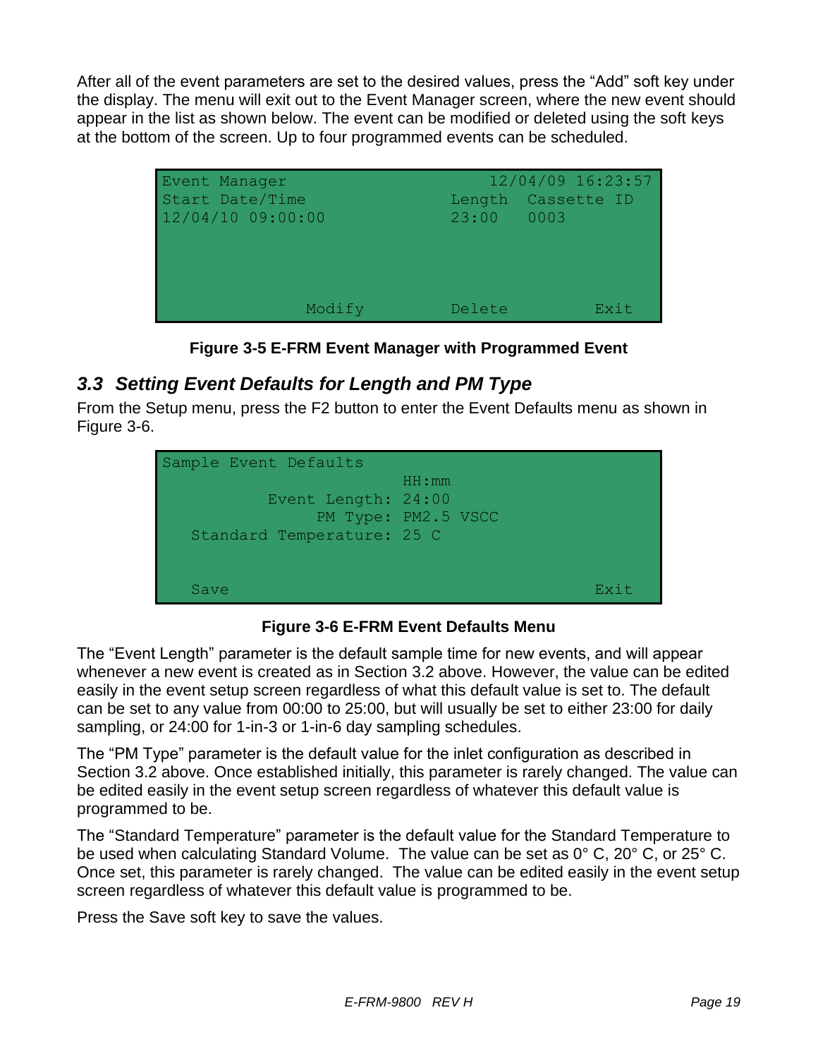After all of the event parameters are set to the desired values, press the "Add" soft key under the display. The menu will exit out to the Event Manager screen, where the new event should appear in the list as shown below. The event can be modified or deleted using the soft keys at the bottom of the screen. Up to four programmed events can be scheduled.

```
Event Manager                                12/04/09 16:23:57
Start Date/Time                    Length   Cassette ID
12/04/10 09:00:00                  23:00    0003




                  Modify           Delete          Exit
```

**Figure 3-5 E-FRM Event Manager with Programmed Event**

## *3.3 Setting Event Defaults for Length and PM Type*

From the Setup menu, press the F2 button to enter the Event Defaults menu as shown in Figure 3-6.

```
Sample Event Defaults
                         HH:mm
         Event Length:  24:00
              PM Type:  PM2.5 VSCC
  Standard Temperature:  25 C


  Save                                         Exit
```

**Figure 3-6 E-FRM Event Defaults Menu**

The "Event Length" parameter is the default sample time for new events, and will appear whenever a new event is created as in Section 3.2 above. However, the value can be edited easily in the event setup screen regardless of what this default value is set to. The default can be set to any value from 00:00 to 25:00, but will usually be set to either 23:00 for daily sampling, or 24:00 for 1-in-3 or 1-in-6 day sampling schedules.

The "PM Type" parameter is the default value for the inlet configuration as described in Section 3.2 above. Once established initially, this parameter is rarely changed. The value can be edited easily in the event setup screen regardless of whatever this default value is programmed to be.

The "Standard Temperature" parameter is the default value for the Standard Temperature to be used when calculating Standard Volume. The value can be set as 0° C, 20° C, or 25° C. Once set, this parameter is rarely changed. The value can be edited easily in the event setup screen regardless of whatever this default value is programmed to be.

Press the Save soft key to save the values.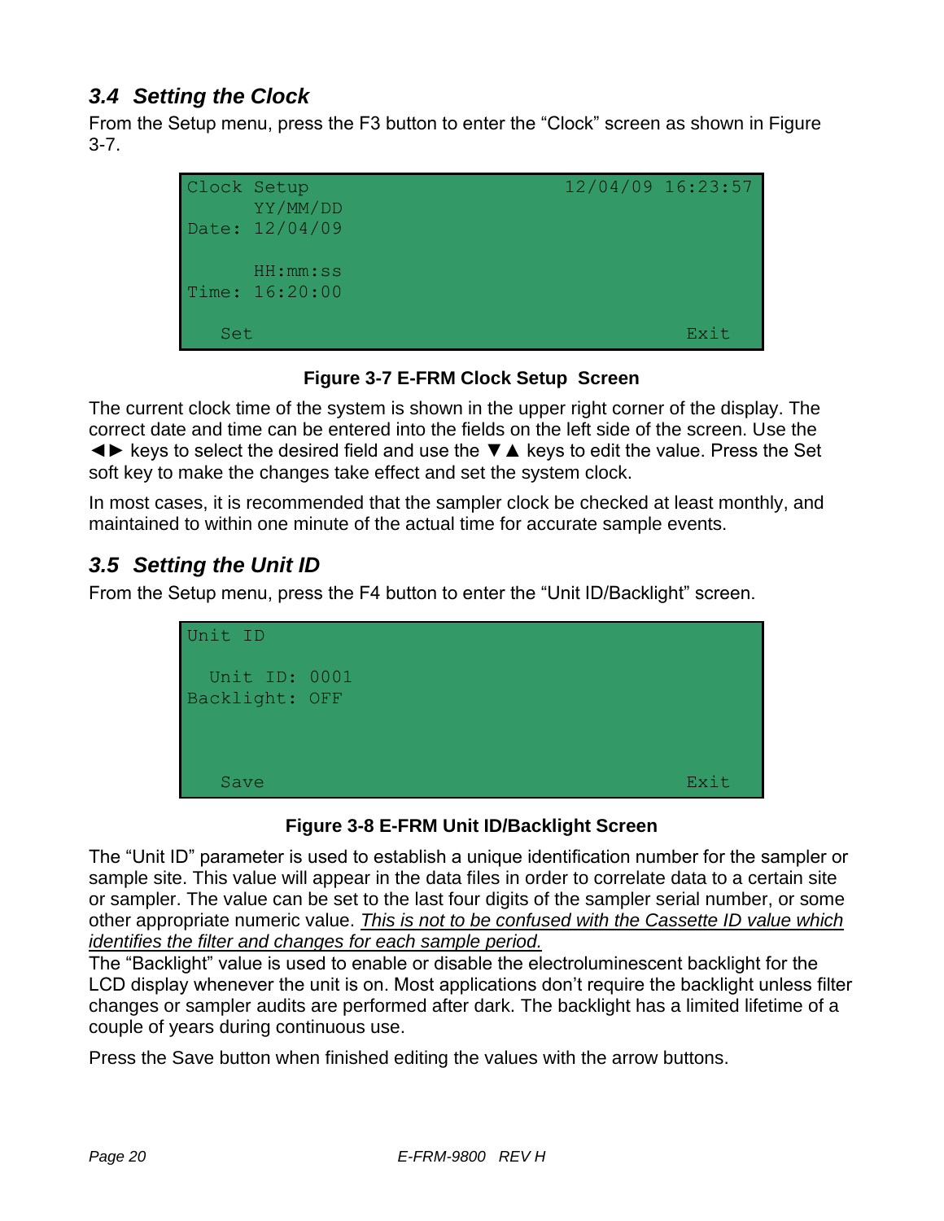## 3.4 Setting the Clock

From the Setup menu, press the F3 button to enter the “Clock” screen as shown in Figure 3-7.

```
Clock Setup                          12/04/09 16:23:57
      YY/MM/DD
Date: 12/04/09

      HH:mm:ss
Time: 16:20:00

   Set                                        Exit
```

**Figure 3-7 E-FRM Clock Setup Screen**

The current clock time of the system is shown in the upper right corner of the display. The correct date and time can be entered into the fields on the left side of the screen. Use the ◄► keys to select the desired field and use the ▼▲ keys to edit the value. Press the Set soft key to make the changes take effect and set the system clock.

In most cases, it is recommended that the sampler clock be checked at least monthly, and maintained to within one minute of the actual time for accurate sample events.

## 3.5 Setting the Unit ID

From the Setup menu, press the F4 button to enter the “Unit ID/Backlight” screen.

```
Unit ID

  Unit ID: 0001
Backlight: OFF



   Save                                       Exit
```

**Figure 3-8 E-FRM Unit ID/Backlight Screen**

The “Unit ID” parameter is used to establish a unique identification number for the sampler or sample site. This value will appear in the data files in order to correlate data to a certain site or sampler. The value can be set to the last four digits of the sampler serial number, or some other appropriate numeric value. *This is not to be confused with the Cassette ID value which identifies the filter and changes for each sample period.*

The “Backlight” value is used to enable or disable the electroluminescent backlight for the LCD display whenever the unit is on. Most applications don’t require the backlight unless filter changes or sampler audits are performed after dark. The backlight has a limited lifetime of a couple of years during continuous use.

Press the Save button when finished editing the values with the arrow buttons.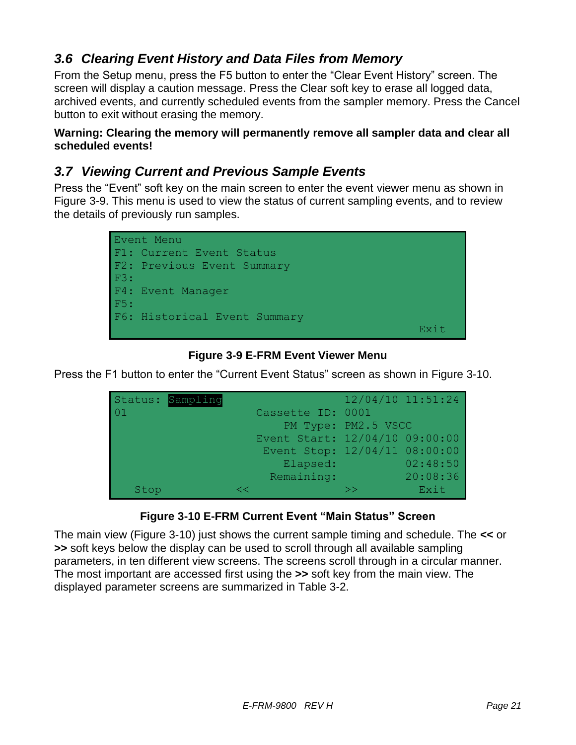## 3.6 Clearing Event History and Data Files from Memory

From the Setup menu, press the F5 button to enter the “Clear Event History” screen. The screen will display a caution message. Press the Clear soft key to erase all logged data, archived events, and currently scheduled events from the sampler memory. Press the Cancel button to exit without erasing the memory.

**Warning: Clearing the memory will permanently remove all sampler data and clear all scheduled events!**

## 3.7 Viewing Current and Previous Sample Events

Press the “Event” soft key on the main screen to enter the event viewer menu as shown in Figure 3-9. This menu is used to view the status of current sampling events, and to review the details of previously run samples.

```
Event Menu
F1: Current Event Status
F2: Previous Event Summary
F3:
F4: Event Manager
F5:
F6: Historical Event Summary
                                              Exit
```

**Figure 3-9 E-FRM Event Viewer Menu**

Press the F1 button to enter the “Current Event Status” screen as shown in Figure 3-10.

```
Status: Sampling                  12/04/10 11:51:24
01                  Cassette ID: 0001
                        PM Type: PM2.5 VSCC
                    Event Start: 12/04/10 09:00:00
                     Event Stop: 12/04/11 08:00:00
                       Elapsed:           02:48:50
                     Remaining:           20:08:36
   Stop          <<               >>          Exit
```

**Figure 3-10 E-FRM Current Event “Main Status” Screen**

The main view (Figure 3-10) just shows the current sample timing and schedule. The **<<** or **>>** soft keys below the display can be used to scroll through all available sampling parameters, in ten different view screens. The screens scroll through in a circular manner. The most important are accessed first using the **>>** soft key from the main view. The displayed parameter screens are summarized in Table 3-2.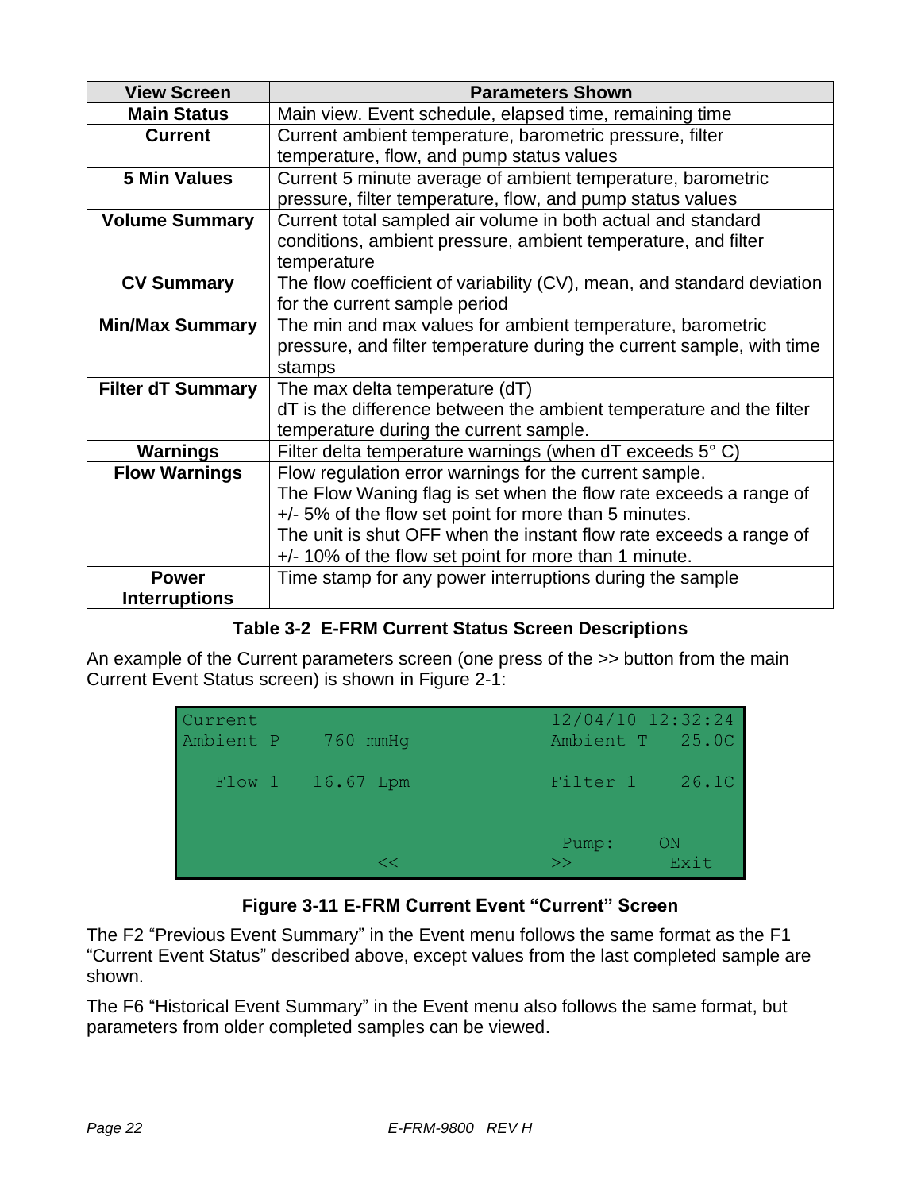| View Screen | Parameters Shown |
|---|---|
| **Main Status** | Main view. Event schedule, elapsed time, remaining time |
| **Current** | Current ambient temperature, barometric pressure, filter temperature, flow, and pump status values |
| **5 Min Values** | Current 5 minute average of ambient temperature, barometric pressure, filter temperature, flow, and pump status values |
| **Volume Summary** | Current total sampled air volume in both actual and standard conditions, ambient pressure, ambient temperature, and filter temperature |
| **CV Summary** | The flow coefficient of variability (CV), mean, and standard deviation for the current sample period |
| **Min/Max Summary** | The min and max values for ambient temperature, barometric pressure, and filter temperature during the current sample, with time stamps |
| **Filter dT Summary** | The max delta temperature (dT)<br>dT is the difference between the ambient temperature and the filter temperature during the current sample. |
| **Warnings** | Filter delta temperature warnings (when dT exceeds 5° C) |
| **Flow Warnings** | Flow regulation error warnings for the current sample.<br>The Flow Waning flag is set when the flow rate exceeds a range of +/- 5% of the flow set point for more than 5 minutes.<br>The unit is shut OFF when the instant flow rate exceeds a range of +/- 10% of the flow set point for more than 1 minute. |
| **Power Interruptions** | Time stamp for any power interruptions during the sample |

**Table 3-2 E-FRM Current Status Screen Descriptions**

An example of the Current parameters screen (one press of the >> button from the main Current Event Status screen) is shown in Figure 2-1:

```
Current                                  12/04/10 12:32:24
Ambient P    760 mmHg                    Ambient T   25.0C

   Flow 1   16.67 Lpm                    Filter 1    26.1C


                                          Pump:     ON
                       <<                >>          Exit
```

**Figure 3-11 E-FRM Current Event "Current" Screen**

The F2 "Previous Event Summary" in the Event menu follows the same format as the F1 "Current Event Status" described above, except values from the last completed sample are shown.

The F6 "Historical Event Summary" in the Event menu also follows the same format, but parameters from older completed samples can be viewed.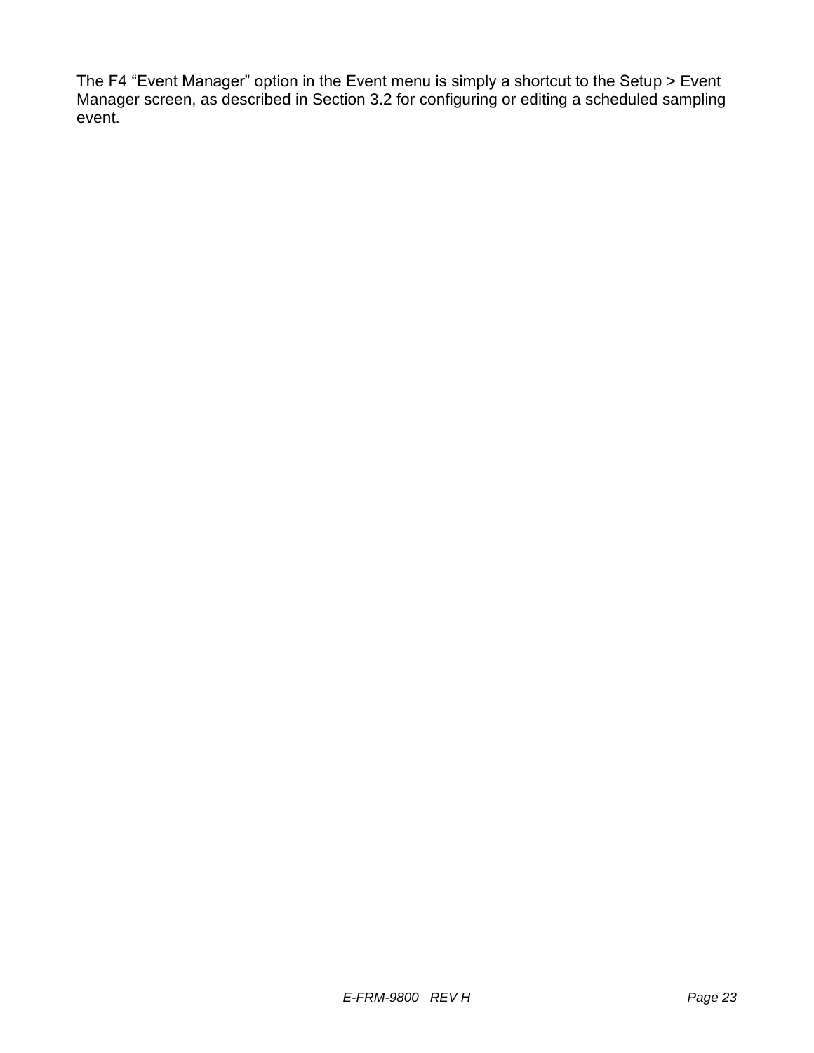The F4 “Event Manager” option in the Event menu is simply a shortcut to the Setup > Event Manager screen, as described in Section 3.2 for configuring or editing a scheduled sampling event.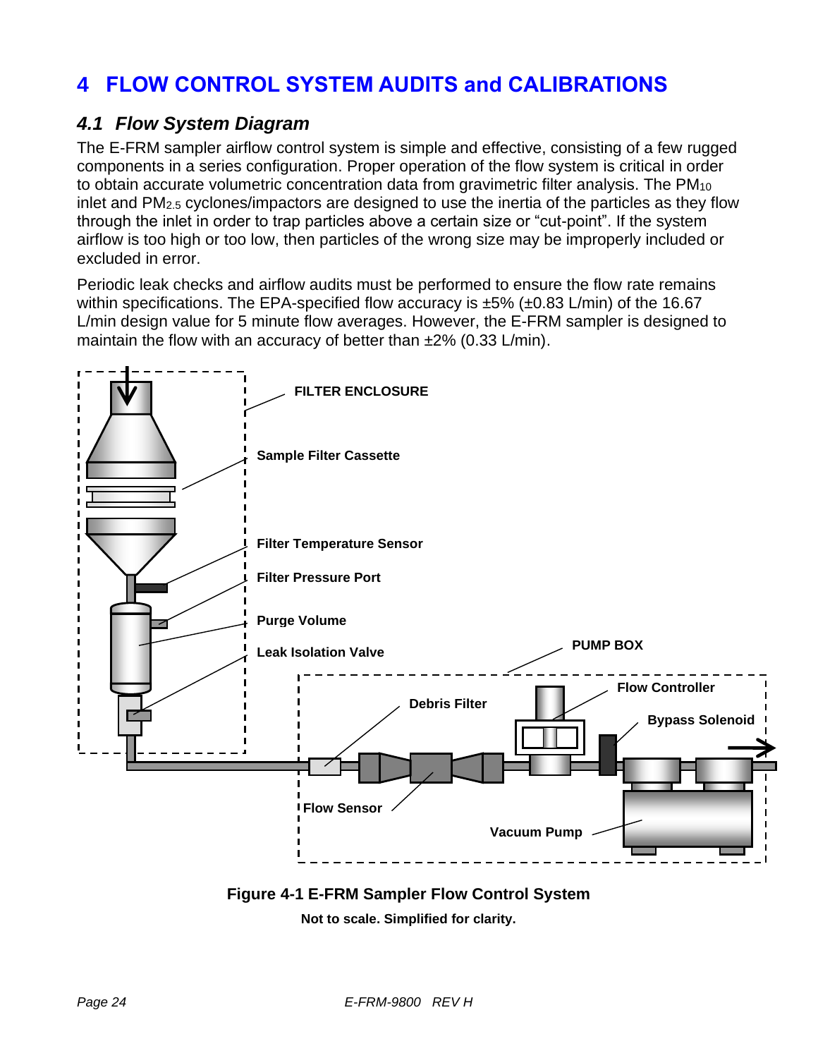# 4 FLOW CONTROL SYSTEM AUDITS and CALIBRATIONS

## 4.1 Flow System Diagram

The E-FRM sampler airflow control system is simple and effective, consisting of a few rugged components in a series configuration. Proper operation of the flow system is critical in order to obtain accurate volumetric concentration data from gravimetric filter analysis. The $PM_{10}$ inlet and $PM_{2.5}$ cyclones/impactors are designed to use the inertia of the particles as they flow through the inlet in order to trap particles above a certain size or “cut-point”. If the system airflow is too high or too low, then particles of the wrong size may be improperly included or excluded in error.

Periodic leak checks and airflow audits must be performed to ensure the flow rate remains within specifications. The EPA-specified flow accuracy is ±5% (±0.83 L/min) of the 16.67 L/min design value for 5 minute flow averages. However, the E-FRM sampler is designed to maintain the flow with an accuracy of better than ±2% (0.33 L/min).

**Figure 4-1 E-FRM Sampler Flow Control System**

**Not to scale. Simplified for clarity.**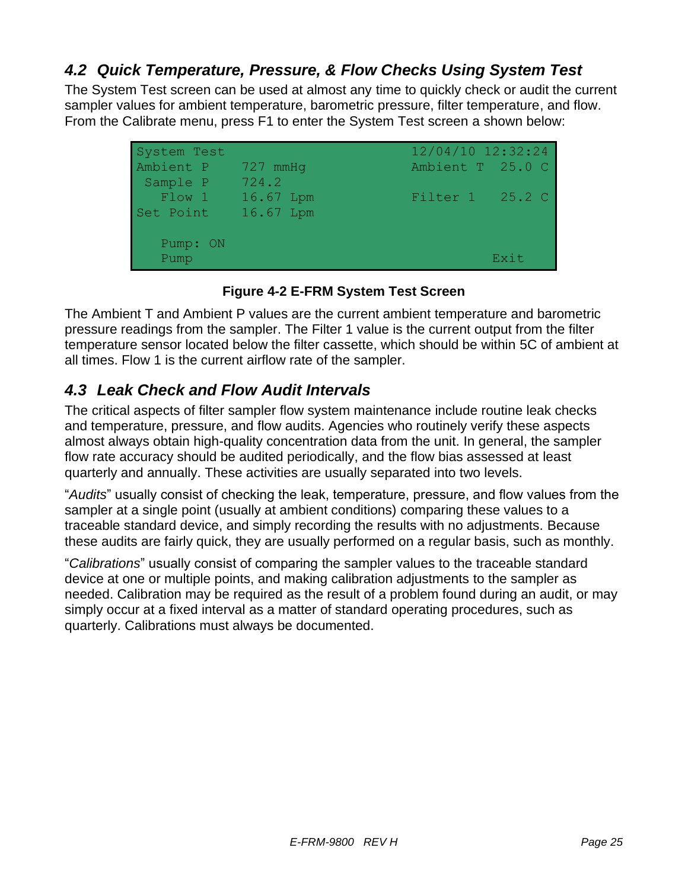## 4.2 Quick Temperature, Pressure, & Flow Checks Using System Test

The System Test screen can be used at almost any time to quickly check or audit the current sampler values for ambient temperature, barometric pressure, filter temperature, and flow. From the Calibrate menu, press F1 to enter the System Test screen a shown below:

```
System Test                                 12/04/10 12:32:24
Ambient P    727 mmHg                       Ambient T  25.0 C
 Sample P    724.2
   Flow 1    16.67 Lpm                      Filter 1   25.2 C
Set Point    16.67 Lpm

   Pump: ON
   Pump                                               Exit
```

**Figure 4-2 E-FRM System Test Screen**

The Ambient T and Ambient P values are the current ambient temperature and barometric pressure readings from the sampler. The Filter 1 value is the current output from the filter temperature sensor located below the filter cassette, which should be within 5C of ambient at all times. Flow 1 is the current airflow rate of the sampler.

## 4.3 Leak Check and Flow Audit Intervals

The critical aspects of filter sampler flow system maintenance include routine leak checks and temperature, pressure, and flow audits. Agencies who routinely verify these aspects almost always obtain high-quality concentration data from the unit. In general, the sampler flow rate accuracy should be audited periodically, and the flow bias assessed at least quarterly and annually. These activities are usually separated into two levels.

"*Audits*" usually consist of checking the leak, temperature, pressure, and flow values from the sampler at a single point (usually at ambient conditions) comparing these values to a traceable standard device, and simply recording the results with no adjustments. Because these audits are fairly quick, they are usually performed on a regular basis, such as monthly.

"*Calibrations*" usually consist of comparing the sampler values to the traceable standard device at one or multiple points, and making calibration adjustments to the sampler as needed. Calibration may be required as the result of a problem found during an audit, or may simply occur at a fixed interval as a matter of standard operating procedures, such as quarterly. Calibrations must always be documented.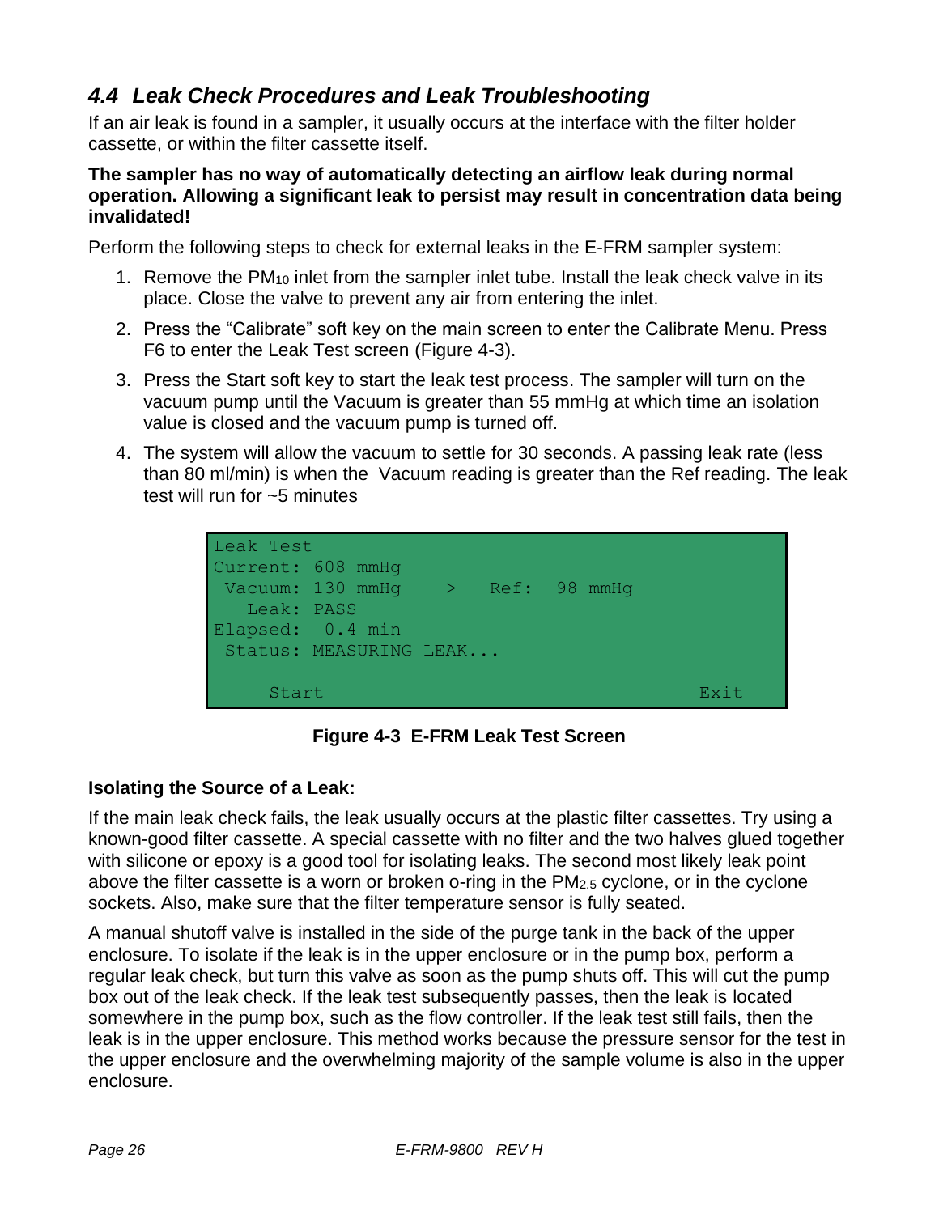## 4.4 Leak Check Procedures and Leak Troubleshooting

If an air leak is found in a sampler, it usually occurs at the interface with the filter holder cassette, or within the filter cassette itself.

**The sampler has no way of automatically detecting an airflow leak during normal operation. Allowing a significant leak to persist may result in concentration data being invalidated!**

Perform the following steps to check for external leaks in the E-FRM sampler system:

1. Remove the $PM_{10}$ inlet from the sampler inlet tube. Install the leak check valve in its place. Close the valve to prevent any air from entering the inlet.
2. Press the "Calibrate" soft key on the main screen to enter the Calibrate Menu. Press F6 to enter the Leak Test screen (Figure 4-3).
3. Press the Start soft key to start the leak test process. The sampler will turn on the vacuum pump until the Vacuum is greater than 55 mmHg at which time an isolation value is closed and the vacuum pump is turned off.
4. The system will allow the vacuum to settle for 30 seconds. A passing leak rate (less than 80 ml/min) is when the Vacuum reading is greater than the Ref reading. The leak test will run for ~5 minutes

```
Leak Test
Current: 608 mmHg
 Vacuum: 130 mmHg    >   Ref:  98 mmHg
   Leak: PASS
Elapsed:  0.4 min
 Status: MEASURING LEAK...

     Start                                       Exit
```

**Figure 4-3 E-FRM Leak Test Screen**

**Isolating the Source of a Leak:**

If the main leak check fails, the leak usually occurs at the plastic filter cassettes. Try using a known-good filter cassette. A special cassette with no filter and the two halves glued together with silicone or epoxy is a good tool for isolating leaks. The second most likely leak point above the filter cassette is a worn or broken o-ring in the $PM_{2.5}$ cyclone, or in the cyclone sockets. Also, make sure that the filter temperature sensor is fully seated.

A manual shutoff valve is installed in the side of the purge tank in the back of the upper enclosure. To isolate if the leak is in the upper enclosure or in the pump box, perform a regular leak check, but turn this valve as soon as the pump shuts off. This will cut the pump box out of the leak check. If the leak test subsequently passes, then the leak is located somewhere in the pump box, such as the flow controller. If the leak test still fails, then the leak is in the upper enclosure. This method works because the pressure sensor for the test in the upper enclosure and the overwhelming majority of the sample volume is also in the upper enclosure.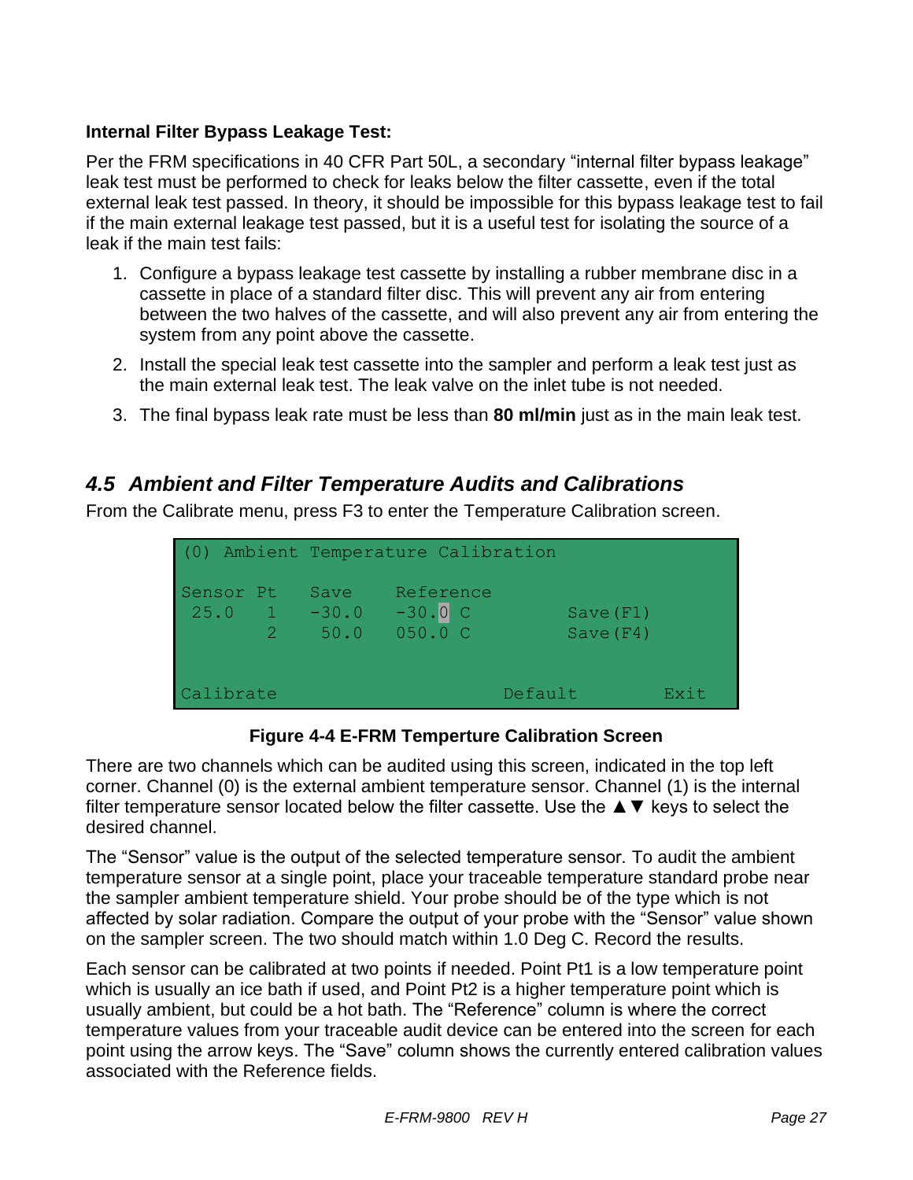**Internal Filter Bypass Leakage Test:**

Per the FRM specifications in 40 CFR Part 50L, a secondary "internal filter bypass leakage" leak test must be performed to check for leaks below the filter cassette, even if the total external leak test passed. In theory, it should be impossible for this bypass leakage test to fail if the main external leakage test passed, but it is a useful test for isolating the source of a leak if the main test fails:

1. Configure a bypass leakage test cassette by installing a rubber membrane disc in a cassette in place of a standard filter disc. This will prevent any air from entering between the two halves of the cassette, and will also prevent any air from entering the system from any point above the cassette.
2. Install the special leak test cassette into the sampler and perform a leak test just as the main external leak test. The leak valve on the inlet tube is not needed.
3. The final bypass leak rate must be less than **80 ml/min** just as in the main leak test.

## *4.5 Ambient and Filter Temperature Audits and Calibrations*

From the Calibrate menu, press F3 to enter the Temperature Calibration screen.

```
(0) Ambient Temperature Calibration

Sensor Pt   Save    Reference
 25.0   1   -30.0   -30.0 C         Save(F1)
        2    50.0   050.0 C         Save(F4)


Calibrate                    Default        Exit
```

**Figure 4-4 E-FRM Temperture Calibration Screen**

There are two channels which can be audited using this screen, indicated in the top left corner. Channel (0) is the external ambient temperature sensor. Channel (1) is the internal filter temperature sensor located below the filter cassette. Use the ▲▼ keys to select the desired channel.

The "Sensor" value is the output of the selected temperature sensor. To audit the ambient temperature sensor at a single point, place your traceable temperature standard probe near the sampler ambient temperature shield. Your probe should be of the type which is not affected by solar radiation. Compare the output of your probe with the "Sensor" value shown on the sampler screen. The two should match within 1.0 Deg C. Record the results.

Each sensor can be calibrated at two points if needed. Point Pt1 is a low temperature point which is usually an ice bath if used, and Point Pt2 is a higher temperature point which is usually ambient, but could be a hot bath. The "Reference" column is where the correct temperature values from your traceable audit device can be entered into the screen for each point using the arrow keys. The "Save" column shows the currently entered calibration values associated with the Reference fields.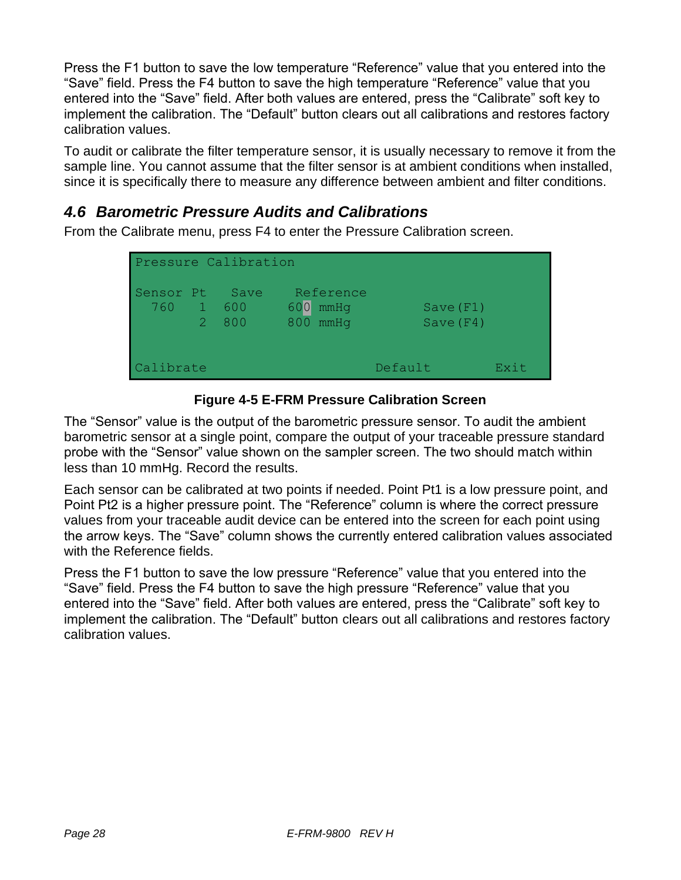Press the F1 button to save the low temperature “Reference” value that you entered into the “Save” field. Press the F4 button to save the high temperature “Reference” value that you entered into the “Save” field. After both values are entered, press the “Calibrate” soft key to implement the calibration. The “Default” button clears out all calibrations and restores factory calibration values.

To audit or calibrate the filter temperature sensor, it is usually necessary to remove it from the sample line. You cannot assume that the filter sensor is at ambient conditions when installed, since it is specifically there to measure any difference between ambient and filter conditions.

## *4.6 Barometric Pressure Audits and Calibrations*

From the Calibrate menu, press F4 to enter the Pressure Calibration screen.

```
Pressure Calibration

Sensor Pt   Save    Reference
  760   1  600     600 mmHg          Save(F1)
        2  800     800 mmHg          Save(F4)


Calibrate                      Default        Exit
```

**Figure 4-5 E-FRM Pressure Calibration Screen**

The “Sensor” value is the output of the barometric pressure sensor. To audit the ambient barometric sensor at a single point, compare the output of your traceable pressure standard probe with the “Sensor” value shown on the sampler screen. The two should match within less than 10 mmHg. Record the results.

Each sensor can be calibrated at two points if needed. Point Pt1 is a low pressure point, and Point Pt2 is a higher pressure point. The “Reference” column is where the correct pressure values from your traceable audit device can be entered into the screen for each point using the arrow keys. The “Save” column shows the currently entered calibration values associated with the Reference fields.

Press the F1 button to save the low pressure “Reference” value that you entered into the “Save” field. Press the F4 button to save the high pressure “Reference” value that you entered into the “Save” field. After both values are entered, press the “Calibrate” soft key to implement the calibration. The “Default” button clears out all calibrations and restores factory calibration values.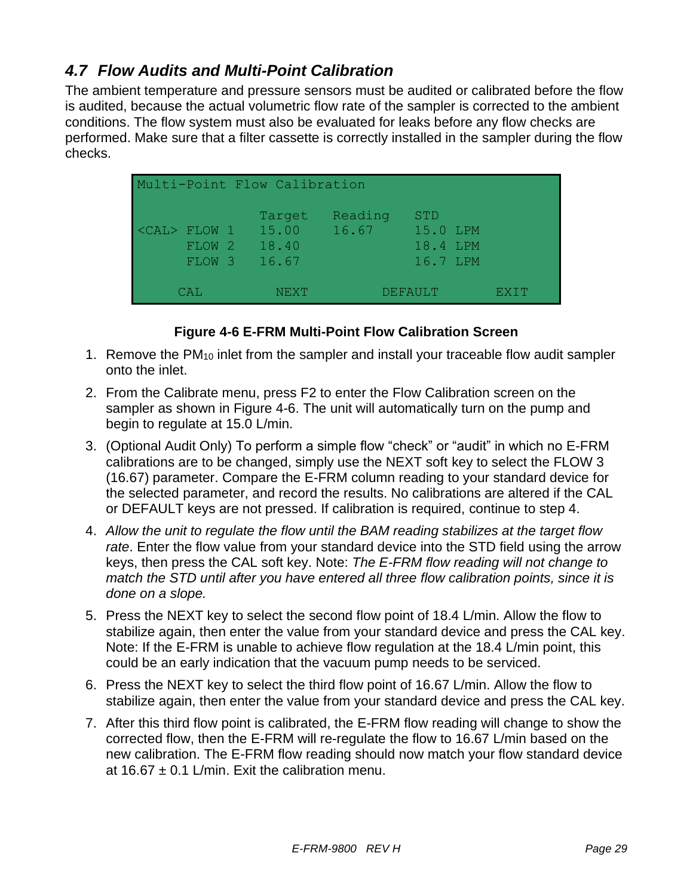## 4.7 Flow Audits and Multi-Point Calibration

The ambient temperature and pressure sensors must be audited or calibrated before the flow is audited, because the actual volumetric flow rate of the sampler is corrected to the ambient conditions. The flow system must also be evaluated for leaks before any flow checks are performed. Make sure that a filter cassette is correctly installed in the sampler during the flow checks.

```
Multi-Point Flow Calibration

                 Target   Reading    STD
<CAL> FLOW 1     15.00    16.67      15.0 LPM
      FLOW 2     18.40               18.4 LPM
      FLOW 3     16.67               16.7 LPM

    CAL         NEXT          DEFAULT        EXIT
```

**Figure 4-6 E-FRM Multi-Point Flow Calibration Screen**

1. Remove the $PM_{10}$ inlet from the sampler and install your traceable flow audit sampler onto the inlet.
2. From the Calibrate menu, press F2 to enter the Flow Calibration screen on the sampler as shown in Figure 4-6. The unit will automatically turn on the pump and begin to regulate at 15.0 L/min.
3. (Optional Audit Only) To perform a simple flow "check" or "audit" in which no E-FRM calibrations are to be changed, simply use the NEXT soft key to select the FLOW 3 (16.67) parameter. Compare the E-FRM column reading to your standard device for the selected parameter, and record the results. No calibrations are altered if the CAL or DEFAULT keys are not pressed. If calibration is required, continue to step 4.
4. *Allow the unit to regulate the flow until the BAM reading stabilizes at the target flow rate*. Enter the flow value from your standard device into the STD field using the arrow keys, then press the CAL soft key. Note: *The E-FRM flow reading will not change to match the STD until after you have entered all three flow calibration points, since it is done on a slope.*
5. Press the NEXT key to select the second flow point of 18.4 L/min. Allow the flow to stabilize again, then enter the value from your standard device and press the CAL key. Note: If the E-FRM is unable to achieve flow regulation at the 18.4 L/min point, this could be an early indication that the vacuum pump needs to be serviced.
6. Press the NEXT key to select the third flow point of 16.67 L/min. Allow the flow to stabilize again, then enter the value from your standard device and press the CAL key.
7. After this third flow point is calibrated, the E-FRM flow reading will change to show the corrected flow, then the E-FRM will re-regulate the flow to 16.67 L/min based on the new calibration. The E-FRM flow reading should now match your flow standard device at 16.67 ± 0.1 L/min. Exit the calibration menu.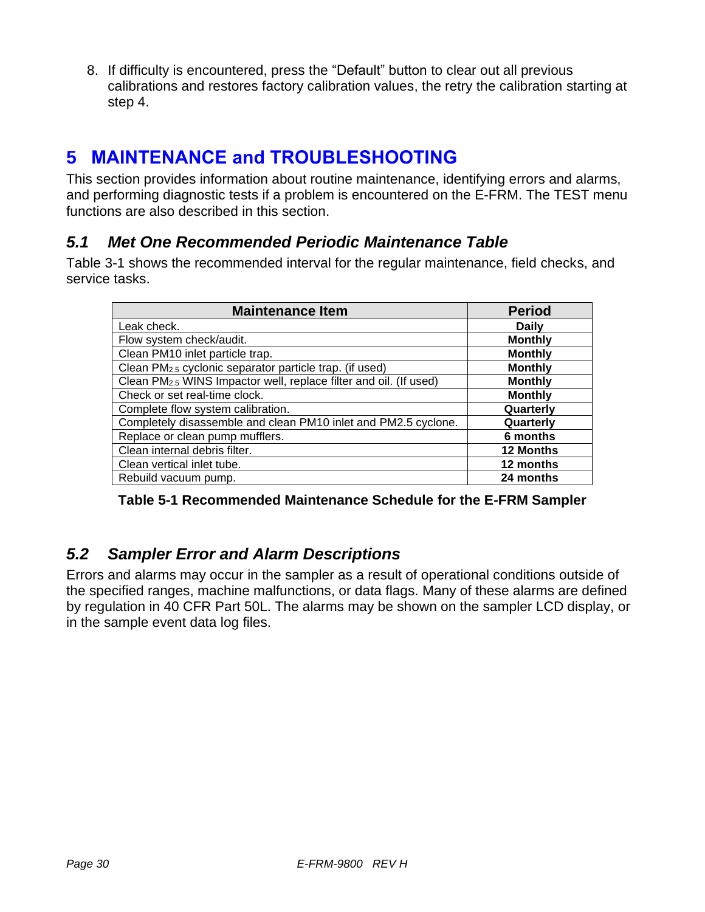8. If difficulty is encountered, press the "Default" button to clear out all previous calibrations and restores factory calibration values, the retry the calibration starting at step 4.

# 5 MAINTENANCE and TROUBLESHOOTING

This section provides information about routine maintenance, identifying errors and alarms, and performing diagnostic tests if a problem is encountered on the E-FRM. The TEST menu functions are also described in this section.

## *5.1 Met One Recommended Periodic Maintenance Table*

Table 3-1 shows the recommended interval for the regular maintenance, field checks, and service tasks.

| Maintenance Item | Period |
|---|---|
| Leak check. | **Daily** |
| Flow system check/audit. | **Monthly** |
| Clean PM10 inlet particle trap. | **Monthly** |
| Clean $PM_{2.5}$ cyclonic separator particle trap. (if used) | **Monthly** |
| Clean $PM_{2.5}$ WINS Impactor well, replace filter and oil. (If used) | **Monthly** |
| Check or set real-time clock. | **Monthly** |
| Complete flow system calibration. | **Quarterly** |
| Completely disassemble and clean PM10 inlet and PM2.5 cyclone. | **Quarterly** |
| Replace or clean pump mufflers. | **6 months** |
| Clean internal debris filter. | **12 Months** |
| Clean vertical inlet tube. | **12 months** |
| Rebuild vacuum pump. | **24 months** |

**Table 5-1 Recommended Maintenance Schedule for the E-FRM Sampler**

## *5.2 Sampler Error and Alarm Descriptions*

Errors and alarms may occur in the sampler as a result of operational conditions outside of the specified ranges, machine malfunctions, or data flags. Many of these alarms are defined by regulation in 40 CFR Part 50L. The alarms may be shown on the sampler LCD display, or in the sample event data log files.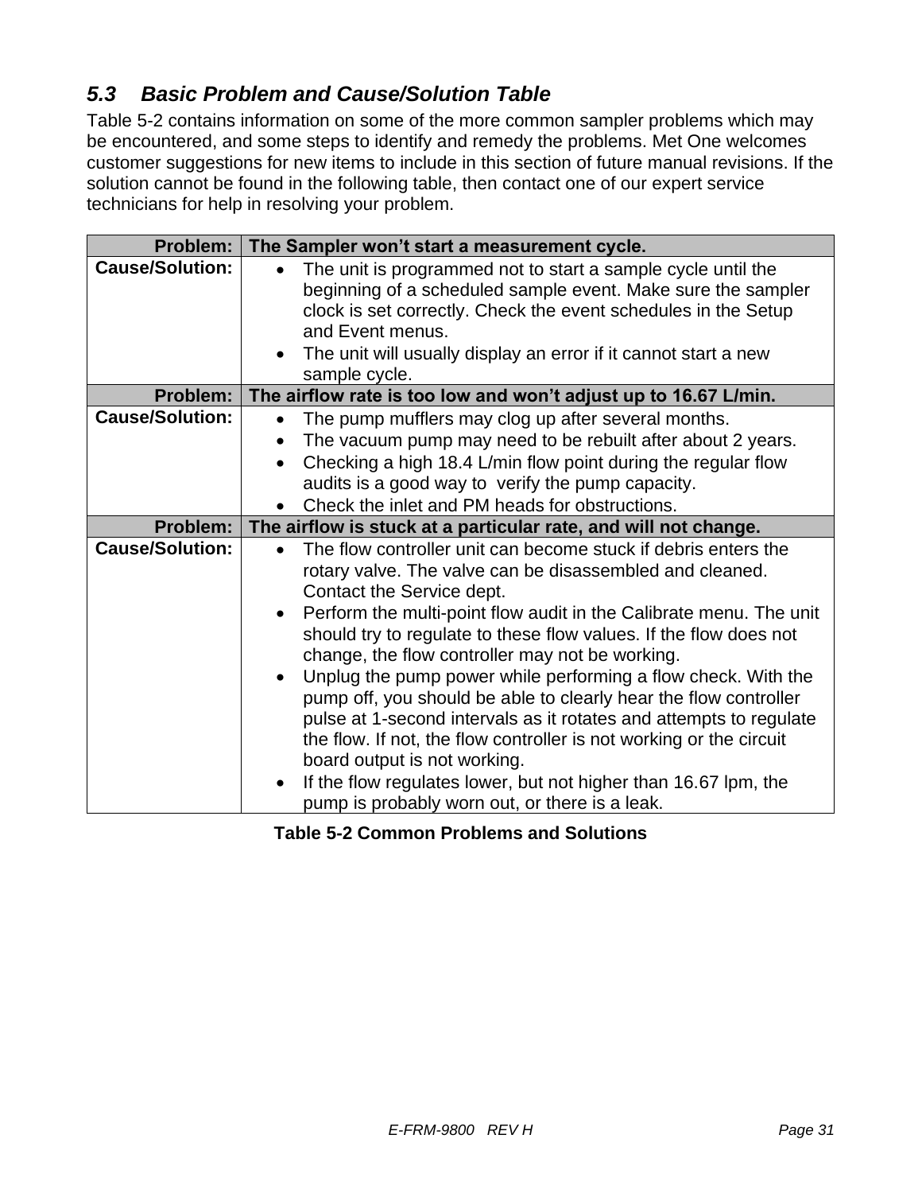## 5.3 Basic Problem and Cause/Solution Table

Table 5-2 contains information on some of the more common sampler problems which may be encountered, and some steps to identify and remedy the problems. Met One welcomes customer suggestions for new items to include in this section of future manual revisions. If the solution cannot be found in the following table, then contact one of our expert service technicians for help in resolving your problem.

| **Problem:** | **The Sampler won't start a measurement cycle.** |
|---|---|
| **Cause/Solution:** | • The unit is programmed not to start a sample cycle until the beginning of a scheduled sample event. Make sure the sampler clock is set correctly. Check the event schedules in the Setup and Event menus.<br>• The unit will usually display an error if it cannot start a new sample cycle. |
| **Problem:** | **The airflow rate is too low and won't adjust up to 16.67 L/min.** |
| **Cause/Solution:** | • The pump mufflers may clog up after several months.<br>• The vacuum pump may need to be rebuilt after about 2 years.<br>• Checking a high 18.4 L/min flow point during the regular flow audits is a good way to verify the pump capacity.<br>• Check the inlet and PM heads for obstructions. |
| **Problem:** | **The airflow is stuck at a particular rate, and will not change.** |
| **Cause/Solution:** | • The flow controller unit can become stuck if debris enters the rotary valve. The valve can be disassembled and cleaned. Contact the Service dept.<br>• Perform the multi-point flow audit in the Calibrate menu. The unit should try to regulate to these flow values. If the flow does not change, the flow controller may not be working.<br>• Unplug the pump power while performing a flow check. With the pump off, you should be able to clearly hear the flow controller pulse at 1-second intervals as it rotates and attempts to regulate the flow. If not, the flow controller is not working or the circuit board output is not working.<br>• If the flow regulates lower, but not higher than 16.67 lpm, the pump is probably worn out, or there is a leak. |

**Table 5-2 Common Problems and Solutions**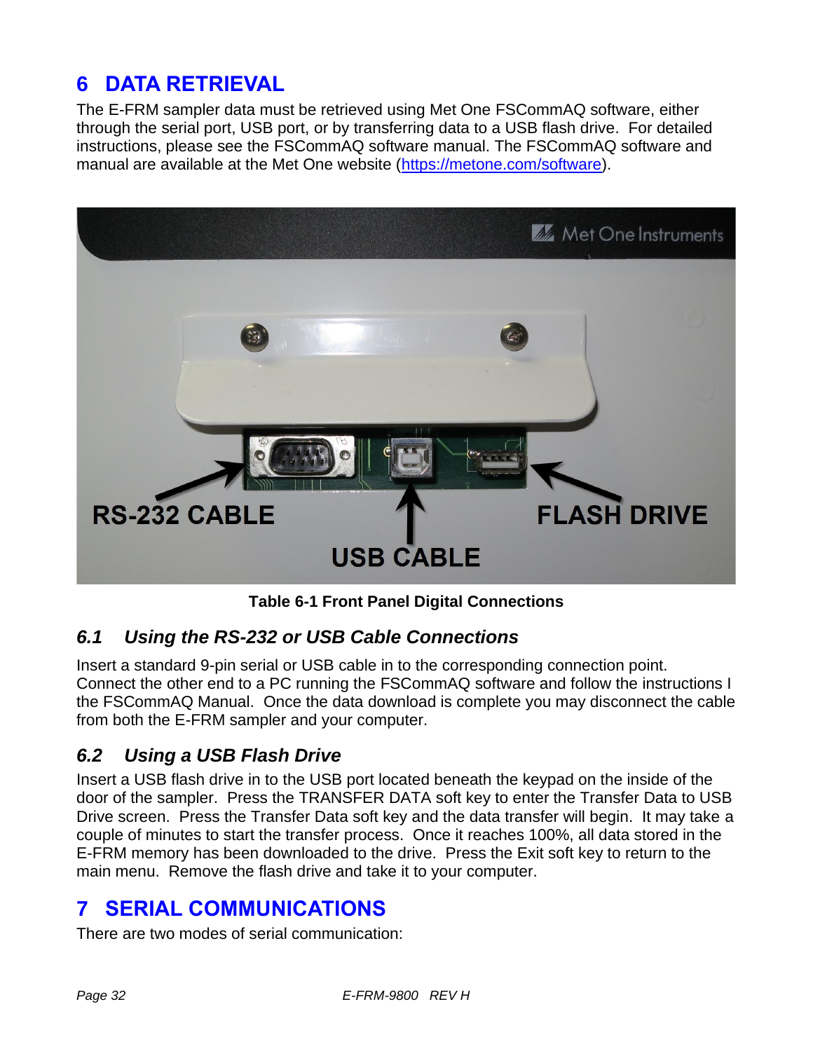# 6 DATA RETRIEVAL

The E-FRM sampler data must be retrieved using Met One FSCommAQ software, either through the serial port, USB port, or by transferring data to a USB flash drive. For detailed instructions, please see the FSCommAQ software manual. The FSCommAQ software and manual are available at the Met One website (https://metone.com/software).

**Table 6-1 Front Panel Digital Connections**

## 6.1 *Using the RS-232 or USB Cable Connections*

Insert a standard 9-pin serial or USB cable in to the corresponding connection point. Connect the other end to a PC running the FSCommAQ software and follow the instructions I the FSCommAQ Manual. Once the data download is complete you may disconnect the cable from both the E-FRM sampler and your computer.

## 6.2 *Using a USB Flash Drive*

Insert a USB flash drive in to the USB port located beneath the keypad on the inside of the door of the sampler. Press the TRANSFER DATA soft key to enter the Transfer Data to USB Drive screen. Press the Transfer Data soft key and the data transfer will begin. It may take a couple of minutes to start the transfer process. Once it reaches 100%, all data stored in the E-FRM memory has been downloaded to the drive. Press the Exit soft key to return to the main menu. Remove the flash drive and take it to your computer.

# 7 SERIAL COMMUNICATIONS

There are two modes of serial communication: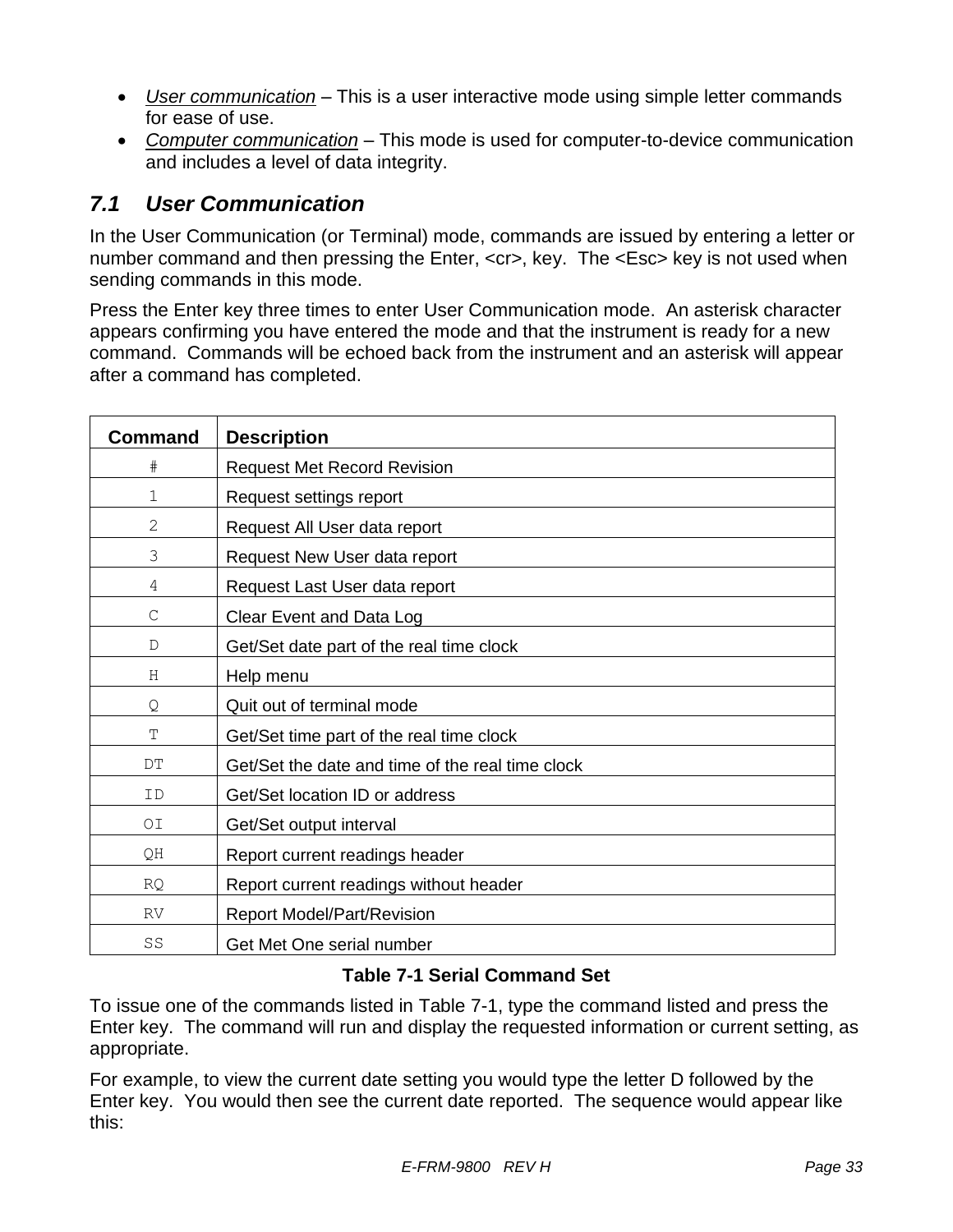- *User communication* – This is a user interactive mode using simple letter commands for ease of use.
- *Computer communication* – This mode is used for computer-to-device communication and includes a level of data integrity.

## 7.1 User Communication

In the User Communication (or Terminal) mode, commands are issued by entering a letter or number command and then pressing the Enter, <cr>, key. The <Esc> key is not used when sending commands in this mode.

Press the Enter key three times to enter User Communication mode. An asterisk character appears confirming you have entered the mode and that the instrument is ready for a new command. Commands will be echoed back from the instrument and an asterisk will appear after a command has completed.

| Command | Description |
|---|---|
| `#` | Request Met Record Revision |
| `1` | Request settings report |
| `2` | Request All User data report |
| `3` | Request New User data report |
| `4` | Request Last User data report |
| `C` | Clear Event and Data Log |
| `D` | Get/Set date part of the real time clock |
| `H` | Help menu |
| `Q` | Quit out of terminal mode |
| `T` | Get/Set time part of the real time clock |
| `DT` | Get/Set the date and time of the real time clock |
| `ID` | Get/Set location ID or address |
| `OI` | Get/Set output interval |
| `QH` | Report current readings header |
| `RQ` | Report current readings without header |
| `RV` | Report Model/Part/Revision |
| `SS` | Get Met One serial number |

**Table 7-1 Serial Command Set**

To issue one of the commands listed in Table 7-1, type the command listed and press the Enter key. The command will run and display the requested information or current setting, as appropriate.

For example, to view the current date setting you would type the letter D followed by the Enter key. You would then see the current date reported. The sequence would appear like this: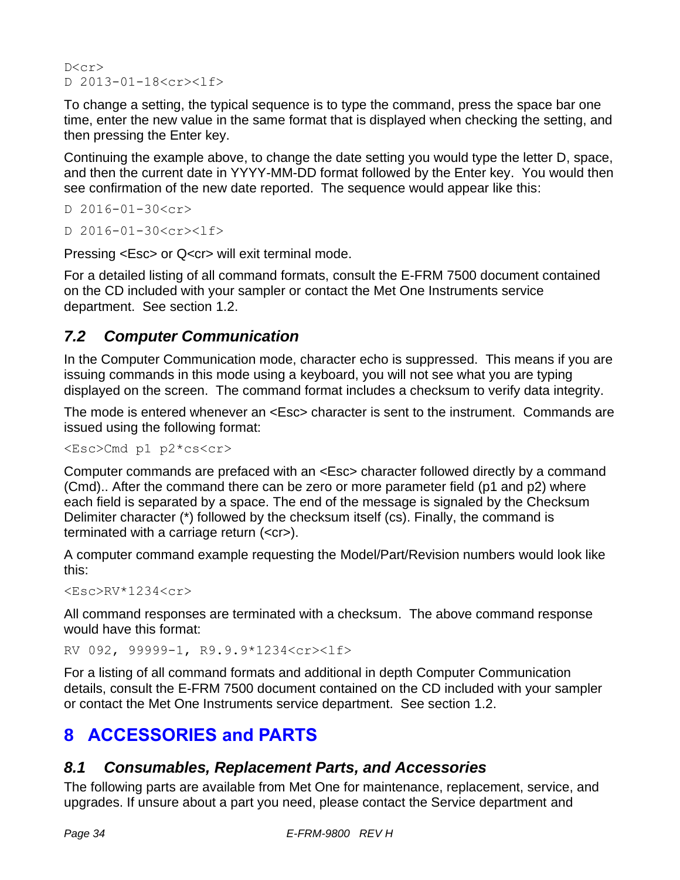```
D<cr>
D 2013-01-18<cr><lf>
```

To change a setting, the typical sequence is to type the command, press the space bar one time, enter the new value in the same format that is displayed when checking the setting, and then pressing the Enter key.

Continuing the example above, to change the date setting you would type the letter D, space, and then the current date in YYYY-MM-DD format followed by the Enter key. You would then see confirmation of the new date reported. The sequence would appear like this:

```
D 2016-01-30<cr>
```

```
D 2016-01-30<cr><lf>
```

Pressing <Esc> or Q<cr> will exit terminal mode.

For a detailed listing of all command formats, consult the E-FRM 7500 document contained on the CD included with your sampler or contact the Met One Instruments service department. See section 1.2.

## *7.2 Computer Communication*

In the Computer Communication mode, character echo is suppressed. This means if you are issuing commands in this mode using a keyboard, you will not see what you are typing displayed on the screen. The command format includes a checksum to verify data integrity.

The mode is entered whenever an <Esc> character is sent to the instrument. Commands are issued using the following format:

```
<Esc>Cmd p1 p2*cs<cr>
```

Computer commands are prefaced with an <Esc> character followed directly by a command (Cmd).. After the command there can be zero or more parameter field (p1 and p2) where each field is separated by a space. The end of the message is signaled by the Checksum Delimiter character (*) followed by the checksum itself (cs). Finally, the command is terminated with a carriage return (<cr>).

A computer command example requesting the Model/Part/Revision numbers would look like this:

```
<Esc>RV*1234<cr>
```

All command responses are terminated with a checksum. The above command response would have this format:

```
RV 092, 99999-1, R9.9.9*1234<cr><lf>
```

For a listing of all command formats and additional in depth Computer Communication details, consult the E-FRM 7500 document contained on the CD included with your sampler or contact the Met One Instruments service department. See section 1.2.

# 8 ACCESSORIES and PARTS

## *8.1 Consumables, Replacement Parts, and Accessories*

The following parts are available from Met One for maintenance, replacement, service, and upgrades. If unsure about a part you need, please contact the Service department and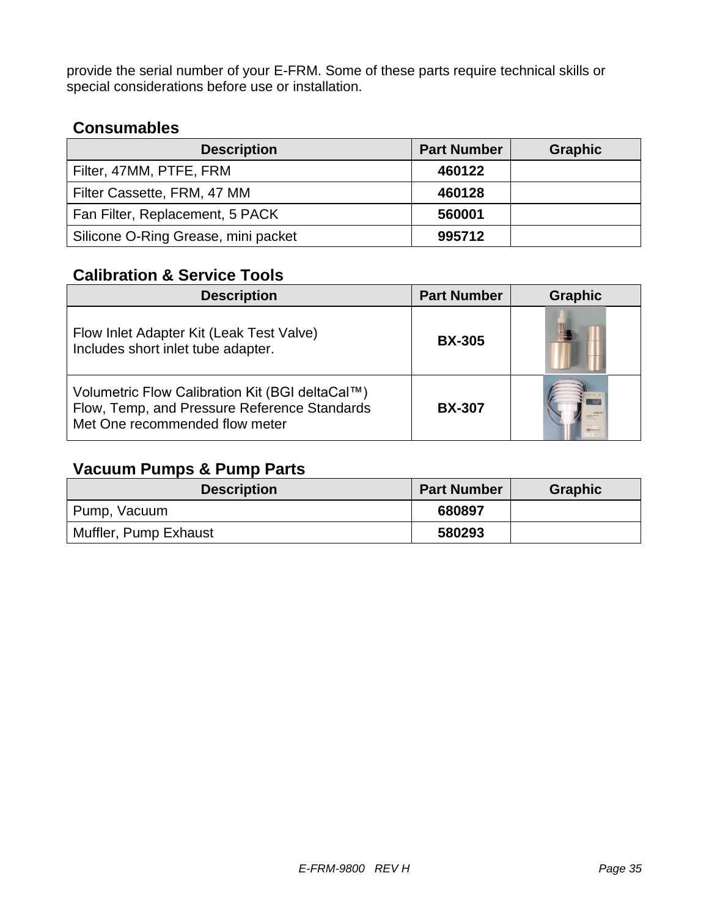provide the serial number of your E-FRM. Some of these parts require technical skills or special considerations before use or installation.

## Consumables

| Description | Part Number | Graphic |
|---|---|---|
| Filter, 47MM, PTFE, FRM | **460122** | |
| Filter Cassette, FRM, 47 MM | **460128** | |
| Fan Filter, Replacement, 5 PACK | **560001** | |
| Silicone O-Ring Grease, mini packet | **995712** | |

## Calibration & Service Tools

| Description | Part Number | Graphic |
|---|---|---|
| Flow Inlet Adapter Kit (Leak Test Valve)<br>Includes short inlet tube adapter. | **BX-305** | |
| Volumetric Flow Calibration Kit (BGI deltaCal™)<br>Flow, Temp, and Pressure Reference Standards<br>Met One recommended flow meter | **BX-307** | |

## Vacuum Pumps & Pump Parts

| Description | Part Number | Graphic |
|---|---|---|
| Pump, Vacuum | **680897** | |
| Muffler, Pump Exhaust | **580293** | |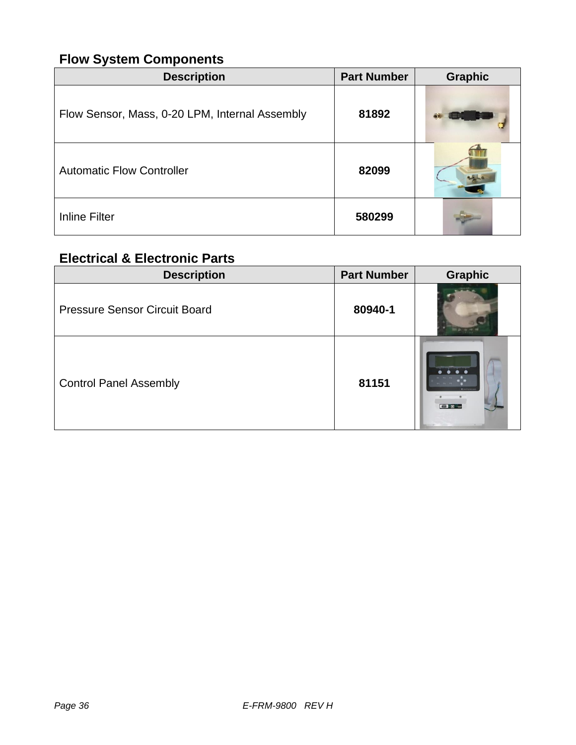## Flow System Components

| Description | Part Number | Graphic |
| --- | --- | --- |
| Flow Sensor, Mass, 0-20 LPM, Internal Assembly | **81892** | |
| Automatic Flow Controller | **82099** | |
| Inline Filter | **580299** | |

## Electrical & Electronic Parts

| Description | Part Number | Graphic |
| --- | --- | --- |
| Pressure Sensor Circuit Board | **80940-1** | |
| Control Panel Assembly | **81151** | |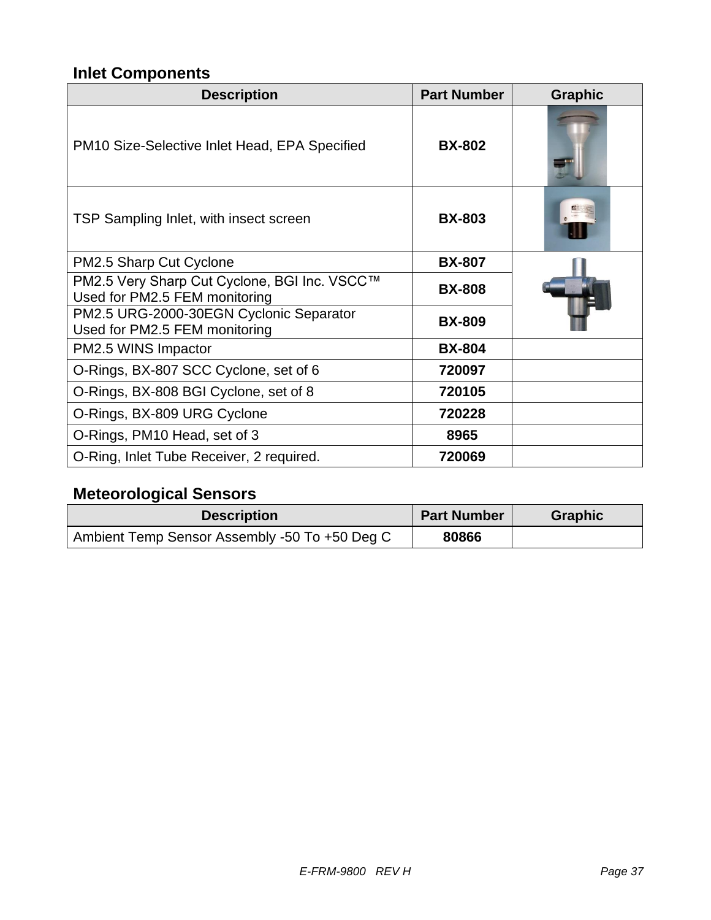## Inlet Components

| Description | Part Number | Graphic |
|---|---|---|
| PM10 Size-Selective Inlet Head, EPA Specified | **BX-802** | |
| TSP Sampling Inlet, with insect screen | **BX-803** | |
| PM2.5 Sharp Cut Cyclone | **BX-807** | |
| PM2.5 Very Sharp Cut Cyclone, BGI Inc. VSCC™ Used for PM2.5 FEM monitoring | **BX-808** | |
| PM2.5 URG-2000-30EGN Cyclonic Separator Used for PM2.5 FEM monitoring | **BX-809** | |
| PM2.5 WINS Impactor | **BX-804** | |
| O-Rings, BX-807 SCC Cyclone, set of 6 | **720097** | |
| O-Rings, BX-808 BGI Cyclone, set of 8 | **720105** | |
| O-Rings, BX-809 URG Cyclone | **720228** | |
| O-Rings, PM10 Head, set of 3 | **8965** | |
| O-Ring, Inlet Tube Receiver, 2 required. | **720069** | |

## Meteorological Sensors

| Description | Part Number | Graphic |
|---|---|---|
| Ambient Temp Sensor Assembly -50 To +50 Deg C | **80866** | |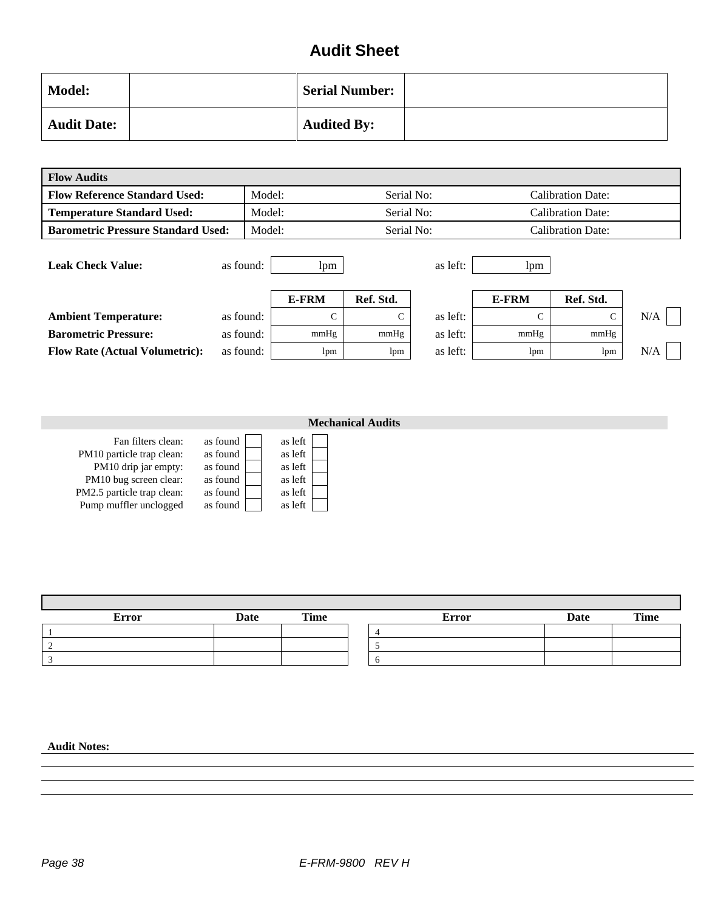# Audit Sheet

| **Model:** | | **Serial Number:** | |
|---|---|---|---|
| **Audit Date:** | | **Audited By:** | |

| **Flow Audits** | | | |
|---|---|---|---|
| **Flow Reference Standard Used:** | Model: | Serial No: | Calibration Date: |
| **Temperature Standard Used:** | Model: | Serial No: | Calibration Date: |
| **Barometric Pressure Standard Used:** | Model: | Serial No: | Calibration Date: |

| | | | | | | | |
|---|---|---|---|---|---|---|---|
| **Leak Check Value:** | as found: | lpm | | as left: | lpm | | |
| | | **E-FRM** | **Ref. Std.** | | **E-FRM** | **Ref. Std.** | |
| **Ambient Temperature:** | as found: | C | C | as left: | C | C | N/A ☐ |
| **Barometric Pressure:** | as found: | mmHg | mmHg | as left: | mmHg | mmHg | |
| **Flow Rate (Actual Volumetric):** | as found: | lpm | lpm | as left: | lpm | lpm | N/A ☐ |

## Mechanical Audits

| | | |
|---|---|---|
| Fan filters clean: | as found ☐ | as left ☐ |
| PM10 particle trap clean: | as found ☐ | as left ☐ |
| PM10 drip jar empty: | as found ☐ | as left ☐ |
| PM10 bug screen clear: | as found ☐ | as left ☐ |
| PM2.5 particle trap clean: | as found ☐ | as left ☐ |
| Pump muffler unclogged | as found ☐ | as left ☐ |

| **Error** | **Date** | **Time** | **Error** | **Date** | **Time** |
|---|---|---|---|---|---|
| 1 | | | 4 | | |
| 2 | | | 5 | | |
| 3 | | | 6 | | |

**Audit Notes:**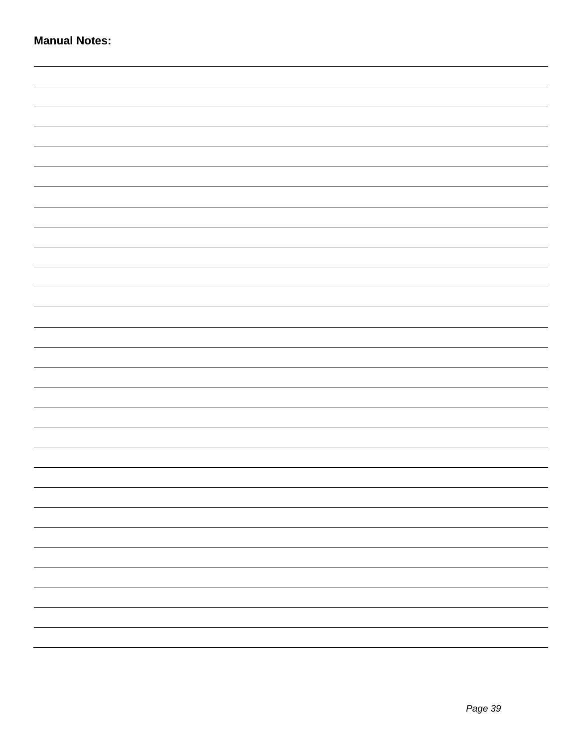**Manual Notes:**